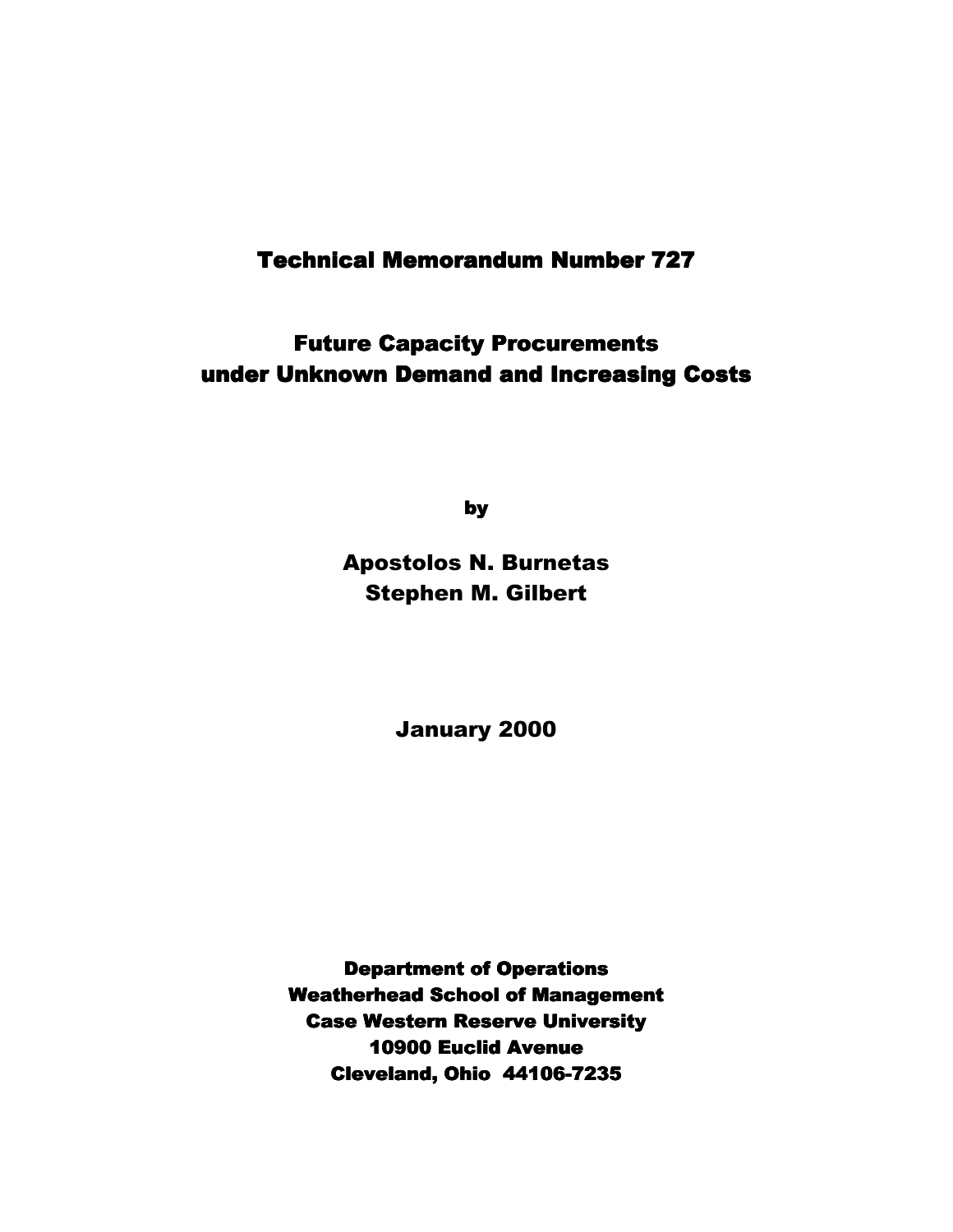# Technical Memorandum Number 727

## Future Capacity Procurements under Unknown Demand and Increasing Costs

by

**Apostolos N. Burnetas**
**Stephen M. Gilbert**

January 2000

**Department of Operations**
**Weatherhead School of Management**
**Case Western Reserve University**
**10900 Euclid Avenue**
**Cleveland, Ohio 44106-7235**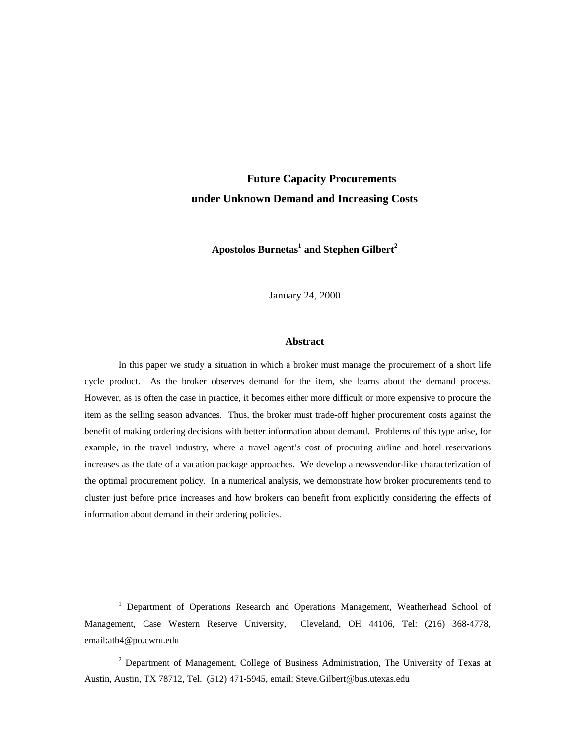# Future Capacity Procurements under Unknown Demand and Increasing Costs

**Apostolos Burnetas[1] and Stephen Gilbert[2]**

January 24, 2000

## Abstract

In this paper we study a situation in which a broker must manage the procurement of a short life cycle product. As the broker observes demand for the item, she learns about the demand process. However, as is often the case in practice, it becomes either more difficult or more expensive to procure the item as the selling season advances. Thus, the broker must trade-off higher procurement costs against the benefit of making ordering decisions with better information about demand. Problems of this type arise, for example, in the travel industry, where a travel agent's cost of procuring airline and hotel reservations increases as the date of a vacation package approaches. We develop a newsvendor-like characterization of the optimal procurement policy. In a numerical analysis, we demonstrate how broker procurements tend to cluster just before price increases and how brokers can benefit from explicitly considering the effects of information about demand in their ordering policies.

---

[1] Department of Operations Research and Operations Management, Weatherhead School of Management, Case Western Reserve University, Cleveland, OH 44106, Tel: (216) 368-4778, email:atb4@po.cwru.edu

[2] Department of Management, College of Business Administration, The University of Texas at Austin, Austin, TX 78712, Tel. (512) 471-5945, email: Steve.Gilbert@bus.utexas.edu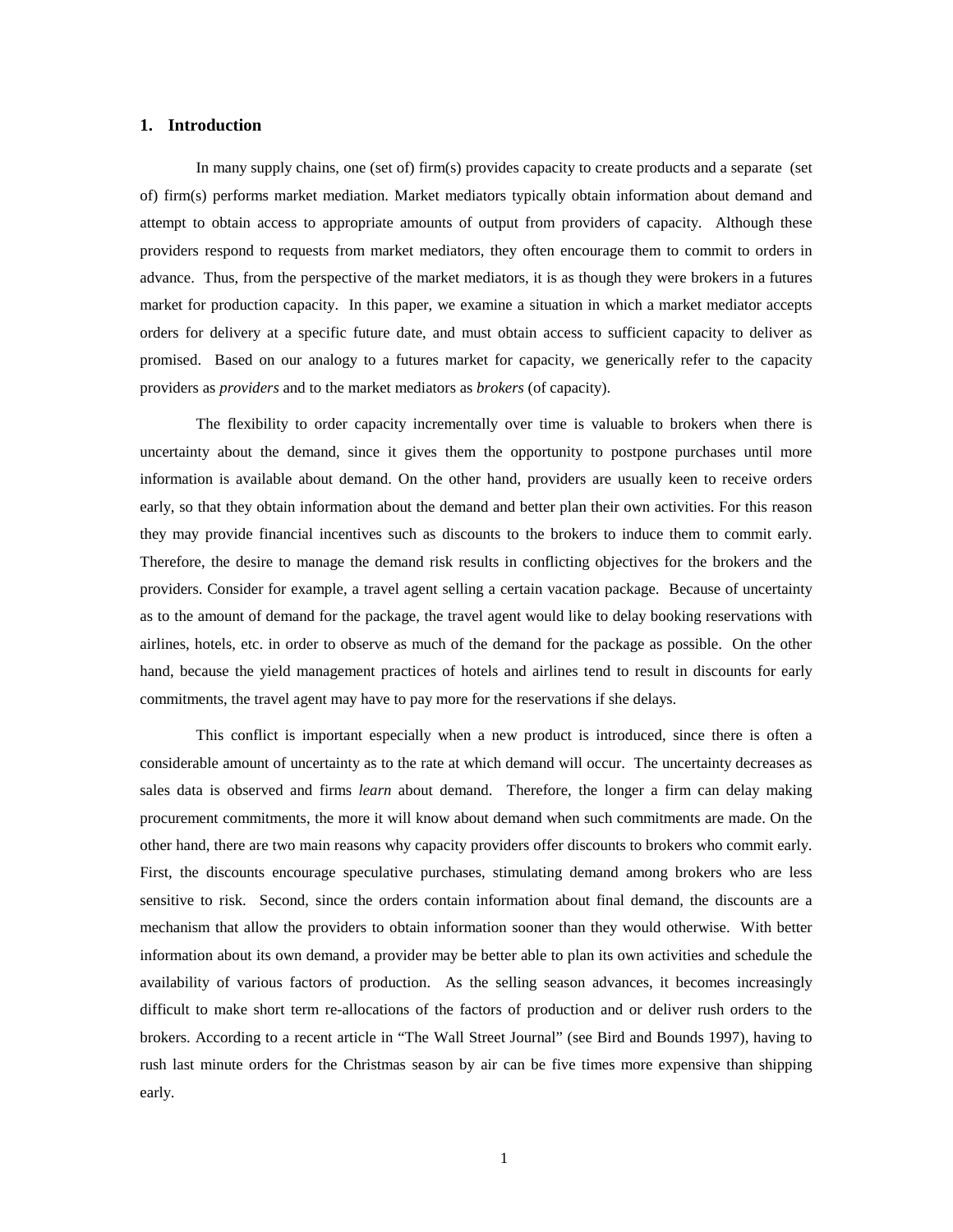## 1. Introduction

In many supply chains, one (set of) firm(s) provides capacity to create products and a separate (set of) firm(s) performs market mediation. Market mediators typically obtain information about demand and attempt to obtain access to appropriate amounts of output from providers of capacity. Although these providers respond to requests from market mediators, they often encourage them to commit to orders in advance. Thus, from the perspective of the market mediators, it is as though they were brokers in a futures market for production capacity. In this paper, we examine a situation in which a market mediator accepts orders for delivery at a specific future date, and must obtain access to sufficient capacity to deliver as promised. Based on our analogy to a futures market for capacity, we generically refer to the capacity providers as *providers* and to the market mediators as *brokers* (of capacity).

The flexibility to order capacity incrementally over time is valuable to brokers when there is uncertainty about the demand, since it gives them the opportunity to postpone purchases until more information is available about demand. On the other hand, providers are usually keen to receive orders early, so that they obtain information about the demand and better plan their own activities. For this reason they may provide financial incentives such as discounts to the brokers to induce them to commit early. Therefore, the desire to manage the demand risk results in conflicting objectives for the brokers and the providers. Consider for example, a travel agent selling a certain vacation package. Because of uncertainty as to the amount of demand for the package, the travel agent would like to delay booking reservations with airlines, hotels, etc. in order to observe as much of the demand for the package as possible. On the other hand, because the yield management practices of hotels and airlines tend to result in discounts for early commitments, the travel agent may have to pay more for the reservations if she delays.

This conflict is important especially when a new product is introduced, since there is often a considerable amount of uncertainty as to the rate at which demand will occur. The uncertainty decreases as sales data is observed and firms *learn* about demand. Therefore, the longer a firm can delay making procurement commitments, the more it will know about demand when such commitments are made. On the other hand, there are two main reasons why capacity providers offer discounts to brokers who commit early. First, the discounts encourage speculative purchases, stimulating demand among brokers who are less sensitive to risk. Second, since the orders contain information about final demand, the discounts are a mechanism that allow the providers to obtain information sooner than they would otherwise. With better information about its own demand, a provider may be better able to plan its own activities and schedule the availability of various factors of production. As the selling season advances, it becomes increasingly difficult to make short term re-allocations of the factors of production and or deliver rush orders to the brokers. According to a recent article in "The Wall Street Journal" (see Bird and Bounds 1997), having to rush last minute orders for the Christmas season by air can be five times more expensive than shipping early.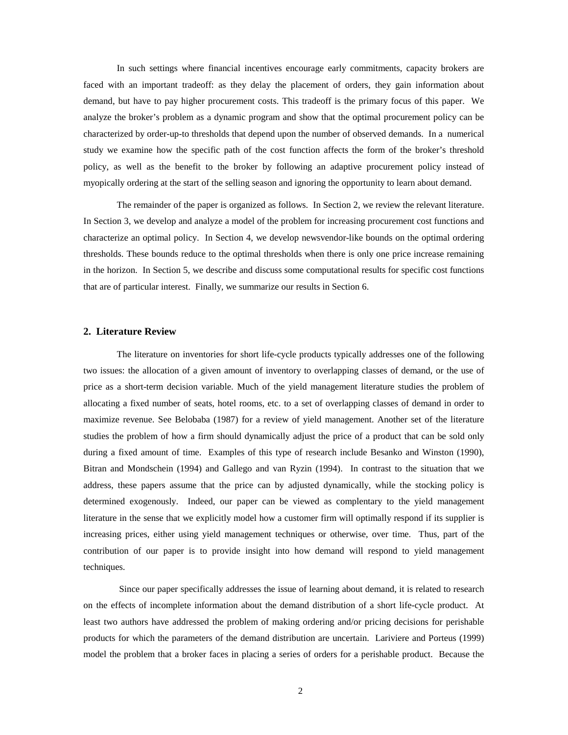In such settings where financial incentives encourage early commitments, capacity brokers are faced with an important tradeoff: as they delay the placement of orders, they gain information about demand, but have to pay higher procurement costs. This tradeoff is the primary focus of this paper. We analyze the broker's problem as a dynamic program and show that the optimal procurement policy can be characterized by order-up-to thresholds that depend upon the number of observed demands. In a numerical study we examine how the specific path of the cost function affects the form of the broker's threshold policy, as well as the benefit to the broker by following an adaptive procurement policy instead of myopically ordering at the start of the selling season and ignoring the opportunity to learn about demand.

The remainder of the paper is organized as follows. In Section 2, we review the relevant literature. In Section 3, we develop and analyze a model of the problem for increasing procurement cost functions and characterize an optimal policy. In Section 4, we develop newsvendor-like bounds on the optimal ordering thresholds. These bounds reduce to the optimal thresholds when there is only one price increase remaining in the horizon. In Section 5, we describe and discuss some computational results for specific cost functions that are of particular interest. Finally, we summarize our results in Section 6.

## 2. Literature Review

The literature on inventories for short life-cycle products typically addresses one of the following two issues: the allocation of a given amount of inventory to overlapping classes of demand, or the use of price as a short-term decision variable. Much of the yield management literature studies the problem of allocating a fixed number of seats, hotel rooms, etc. to a set of overlapping classes of demand in order to maximize revenue. See Belobaba (1987) for a review of yield management. Another set of the literature studies the problem of how a firm should dynamically adjust the price of a product that can be sold only during a fixed amount of time. Examples of this type of research include Besanko and Winston (1990), Bitran and Mondschein (1994) and Gallego and van Ryzin (1994). In contrast to the situation that we address, these papers assume that the price can by adjusted dynamically, while the stocking policy is determined exogenously. Indeed, our paper can be viewed as complentary to the yield management literature in the sense that we explicitly model how a customer firm will optimally respond if its supplier is increasing prices, either using yield management techniques or otherwise, over time. Thus, part of the contribution of our paper is to provide insight into how demand will respond to yield management techniques.

Since our paper specifically addresses the issue of learning about demand, it is related to research on the effects of incomplete information about the demand distribution of a short life-cycle product. At least two authors have addressed the problem of making ordering and/or pricing decisions for perishable products for which the parameters of the demand distribution are uncertain. Lariviere and Porteus (1999) model the problem that a broker faces in placing a series of orders for a perishable product. Because the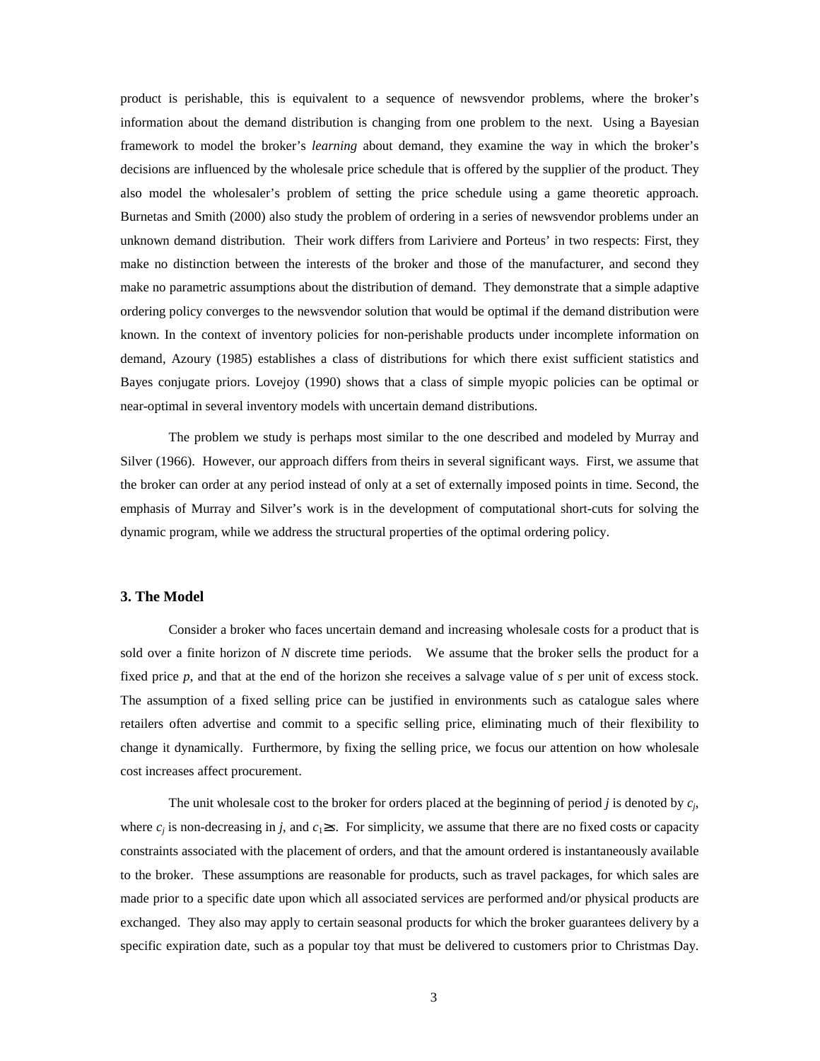product is perishable, this is equivalent to a sequence of newsvendor problems, where the broker's information about the demand distribution is changing from one problem to the next. Using a Bayesian framework to model the broker's *learning* about demand, they examine the way in which the broker's decisions are influenced by the wholesale price schedule that is offered by the supplier of the product. They also model the wholesaler's problem of setting the price schedule using a game theoretic approach. Burnetas and Smith (2000) also study the problem of ordering in a series of newsvendor problems under an unknown demand distribution. Their work differs from Lariviere and Porteus' in two respects: First, they make no distinction between the interests of the broker and those of the manufacturer, and second they make no parametric assumptions about the distribution of demand. They demonstrate that a simple adaptive ordering policy converges to the newsvendor solution that would be optimal if the demand distribution were known. In the context of inventory policies for non-perishable products under incomplete information on demand, Azoury (1985) establishes a class of distributions for which there exist sufficient statistics and Bayes conjugate priors. Lovejoy (1990) shows that a class of simple myopic policies can be optimal or near-optimal in several inventory models with uncertain demand distributions.

The problem we study is perhaps most similar to the one described and modeled by Murray and Silver (1966). However, our approach differs from theirs in several significant ways. First, we assume that the broker can order at any period instead of only at a set of externally imposed points in time. Second, the emphasis of Murray and Silver's work is in the development of computational short-cuts for solving the dynamic program, while we address the structural properties of the optimal ordering policy.

## 3. The Model

Consider a broker who faces uncertain demand and increasing wholesale costs for a product that is sold over a finite horizon of $N$ discrete time periods. We assume that the broker sells the product for a fixed price $p$, and that at the end of the horizon she receives a salvage value of $s$ per unit of excess stock. The assumption of a fixed selling price can be justified in environments such as catalogue sales where retailers often advertise and commit to a specific selling price, eliminating much of their flexibility to change it dynamically. Furthermore, by fixing the selling price, we focus our attention on how wholesale cost increases affect procurement.

The unit wholesale cost to the broker for orders placed at the beginning of period $j$ is denoted by $c_j$, where $c_j$ is non-decreasing in $j$, and $c_1 \geq s$. For simplicity, we assume that there are no fixed costs or capacity constraints associated with the placement of orders, and that the amount ordered is instantaneously available to the broker. These assumptions are reasonable for products, such as travel packages, for which sales are made prior to a specific date upon which all associated services are performed and/or physical products are exchanged. They also may apply to certain seasonal products for which the broker guarantees delivery by a specific expiration date, such as a popular toy that must be delivered to customers prior to Christmas Day.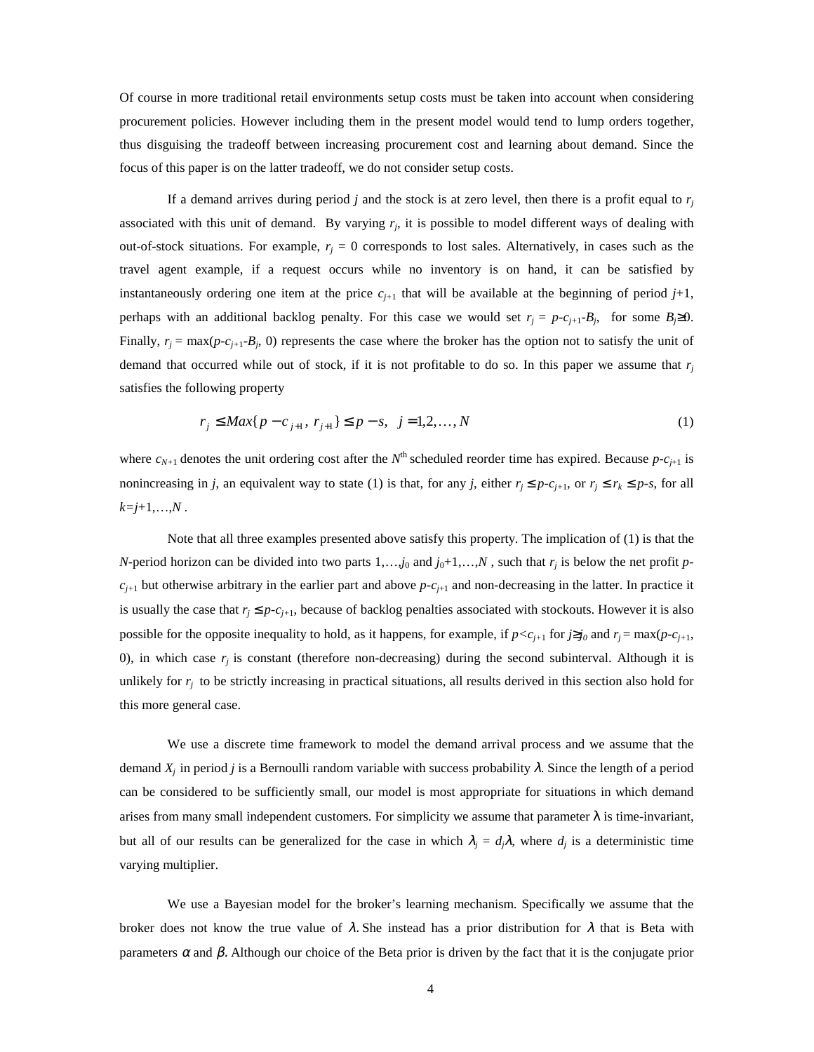Of course in more traditional retail environments setup costs must be taken into account when considering procurement policies. However including them in the present model would tend to lump orders together, thus disguising the tradeoff between increasing procurement cost and learning about demand. Since the focus of this paper is on the latter tradeoff, we do not consider setup costs.

If a demand arrives during period $j$ and the stock is at zero level, then there is a profit equal to $r_j$ associated with this unit of demand. By varying $r_j$, it is possible to model different ways of dealing with out-of-stock situations. For example, $r_j = 0$ corresponds to lost sales. Alternatively, in cases such as the travel agent example, if a request occurs while no inventory is on hand, it can be satisfied by instantaneously ordering one item at the price $c_{j+1}$ that will be available at the beginning of period $j$+1, perhaps with an additional backlog penalty. For this case we would set $r_j = p-c_{j+1}-B_j$, for some $B_j \geq 0$. Finally, $r_j = \max(p-c_{j+1}-B_j, 0)$ represents the case where the broker has the option not to satisfy the unit of demand that occurred while out of stock, if it is not profitable to do so. In this paper we assume that $r_j$ satisfies the following property

$$r_j \leq Max\{p - c_{j+1},\ r_{j+1}\} \leq p - s,\ \ j = 1,2,\ldots,N \tag{1}$$

where $c_{N+1}$ denotes the unit ordering cost after the $N^{\text{th}}$ scheduled reorder time has expired. Because $p$-$c_{j+1}$ is nonincreasing in $j$, an equivalent way to state (1) is that, for any $j$, either $r_j \leq p-c_{j+1}$, or $r_j \leq r_k \leq p-s$, for all $k=j+1,\ldots,N$.

Note that all three examples presented above satisfy this property. The implication of (1) is that the $N$-period horizon can be divided into two parts $1,\ldots,j_0$ and $j_0+1,\ldots,N$, such that $r_j$ is below the net profit $p$-$c_{j+1}$ but otherwise arbitrary in the earlier part and above $p$-$c_{j+1}$ and non-decreasing in the latter. In practice it is usually the case that $r_j \leq p-c_{j+1}$, because of backlog penalties associated with stockouts. However it is also possible for the opposite inequality to hold, as it happens, for example, if $p<c_{j+1}$ for $j \geq j_0$ and $r_j = \max(p-c_{j+1}, 0)$, in which case $r_j$ is constant (therefore non-decreasing) during the second subinterval. Although it is unlikely for $r_j$ to be strictly increasing in practical situations, all results derived in this section also hold for this more general case.

We use a discrete time framework to model the demand arrival process and we assume that the demand $X_j$ in period $j$ is a Bernoulli random variable with success probability $\lambda$. Since the length of a period can be considered to be sufficiently small, our model is most appropriate for situations in which demand arises from many small independent customers. For simplicity we assume that parameter $\lambda$ is time-invariant, but all of our results can be generalized for the case in which $\lambda_j = d_j\lambda$, where $d_j$ is a deterministic time varying multiplier.

We use a Bayesian model for the broker's learning mechanism. Specifically we assume that the broker does not know the true value of $\lambda$. She instead has a prior distribution for $\lambda$ that is Beta with parameters $\alpha$ and $\beta$. Although our choice of the Beta prior is driven by the fact that it is the conjugate prior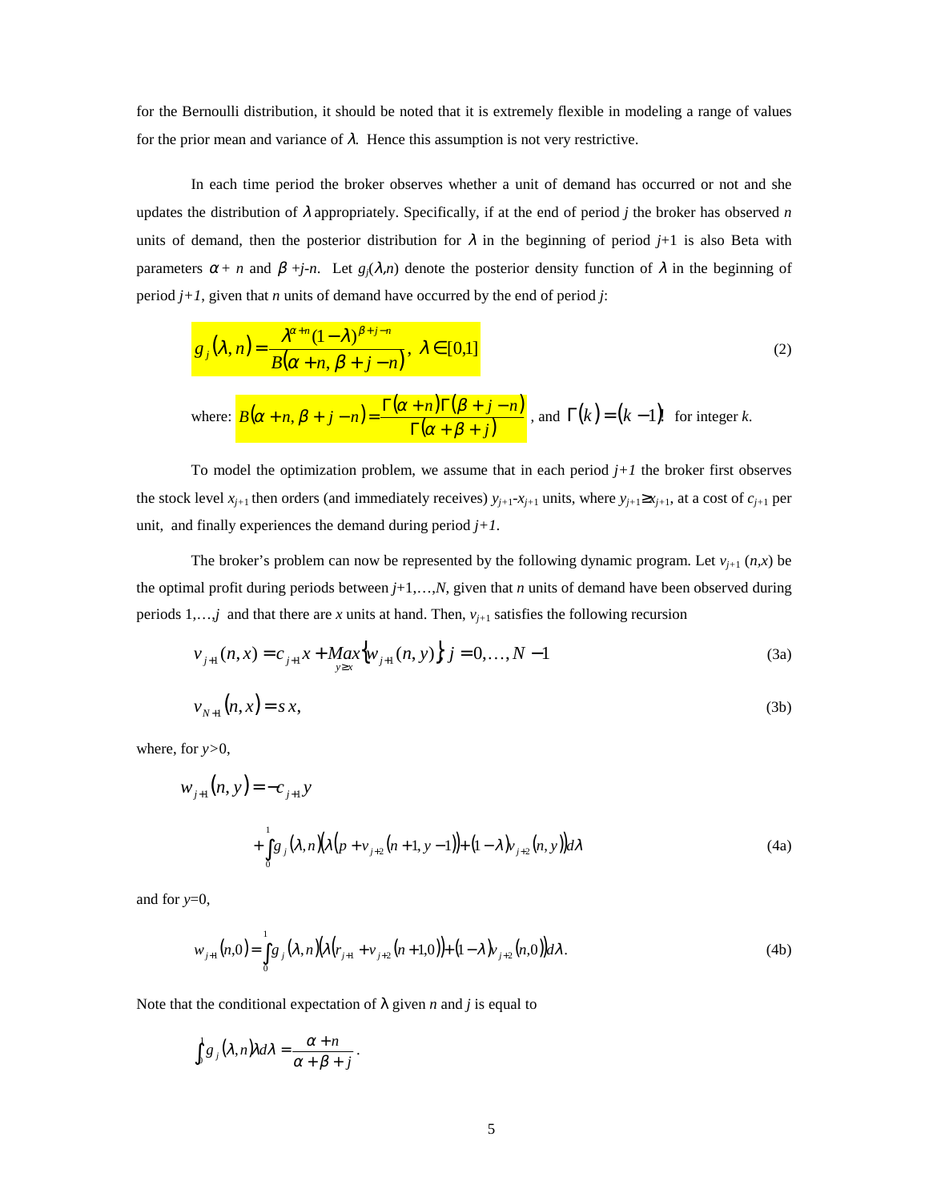for the Bernoulli distribution, it should be noted that it is extremely flexible in modeling a range of values for the prior mean and variance of $\lambda$. Hence this assumption is not very restrictive.

In each time period the broker observes whether a unit of demand has occurred or not and she updates the distribution of $\lambda$ appropriately. Specifically, if at the end of period $j$ the broker has observed $n$ units of demand, then the posterior distribution for $\lambda$ in the beginning of period $j$+1 is also Beta with parameters $\alpha + n$ and $\beta + j - n$. Let $g_j(\lambda, n)$ denote the posterior density function of $\lambda$ in the beginning of period $j+1$, given that $n$ units of demand have occurred by the end of period $j$:

$$g_j(\lambda, n) = \frac{\lambda^{\alpha+n}(1-\lambda)^{\beta+j-n}}{B(\alpha+n, \beta+j-n)}, \ \lambda \in [0,1] \tag{2}$$

where: $B(\alpha+n, \beta+j-n) = \dfrac{\Gamma(\alpha+n)\Gamma(\beta+j-n)}{\Gamma(\alpha+\beta+j)}$, and $\Gamma(k) = (k-1)!$ for integer $k$.

To model the optimization problem, we assume that in each period $j+1$ the broker first observes the stock level $x_{j+1}$ then orders (and immediately receives) $y_{j+1}$-$x_{j+1}$ units, where $y_{j+1} \geq x_{j+1}$, at a cost of $c_{j+1}$ per unit, and finally experiences the demand during period $j+1$.

The broker's problem can now be represented by the following dynamic program. Let $v_{j+1}(n,x)$ be the optimal profit during periods between $j$+1,…,$N$, given that $n$ units of demand have been observed during periods 1,…,$j$ and that there are $x$ units at hand. Then, $v_{j+1}$ satisfies the following recursion

$$v_{j+1}(n,x) = c_{j+1}x + \underset{y \geq x}{Max}\{w_{j+1}(n,y)\} \ j = 0,\ldots,N-1 \tag{3a}$$

$$v_{N+1}(n,x) = s\,x, \tag{3b}$$

where, for $y$>0,

$$w_{j+1}(n,y) = -c_{j+1}y + \int_0^1 g_j(\lambda,n)\big(\lambda(p + v_{j+2}(n+1, y-1)) + (1-\lambda)v_{j+2}(n,y)\big)d\lambda \tag{4a}$$

and for $y$=0,

$$w_{j+1}(n,0) = \int_0^1 g_j(\lambda,n)\big(\lambda(r_{j+1} + v_{j+2}(n+1,0)) + (1-\lambda)v_{j+2}(n,0)\big)d\lambda. \tag{4b}$$

Note that the conditional expectation of $\lambda$ given $n$ and $j$ is equal to

$$\int_0^1 g_j(\lambda,n)\lambda d\lambda = \frac{\alpha+n}{\alpha+\beta+j}.$$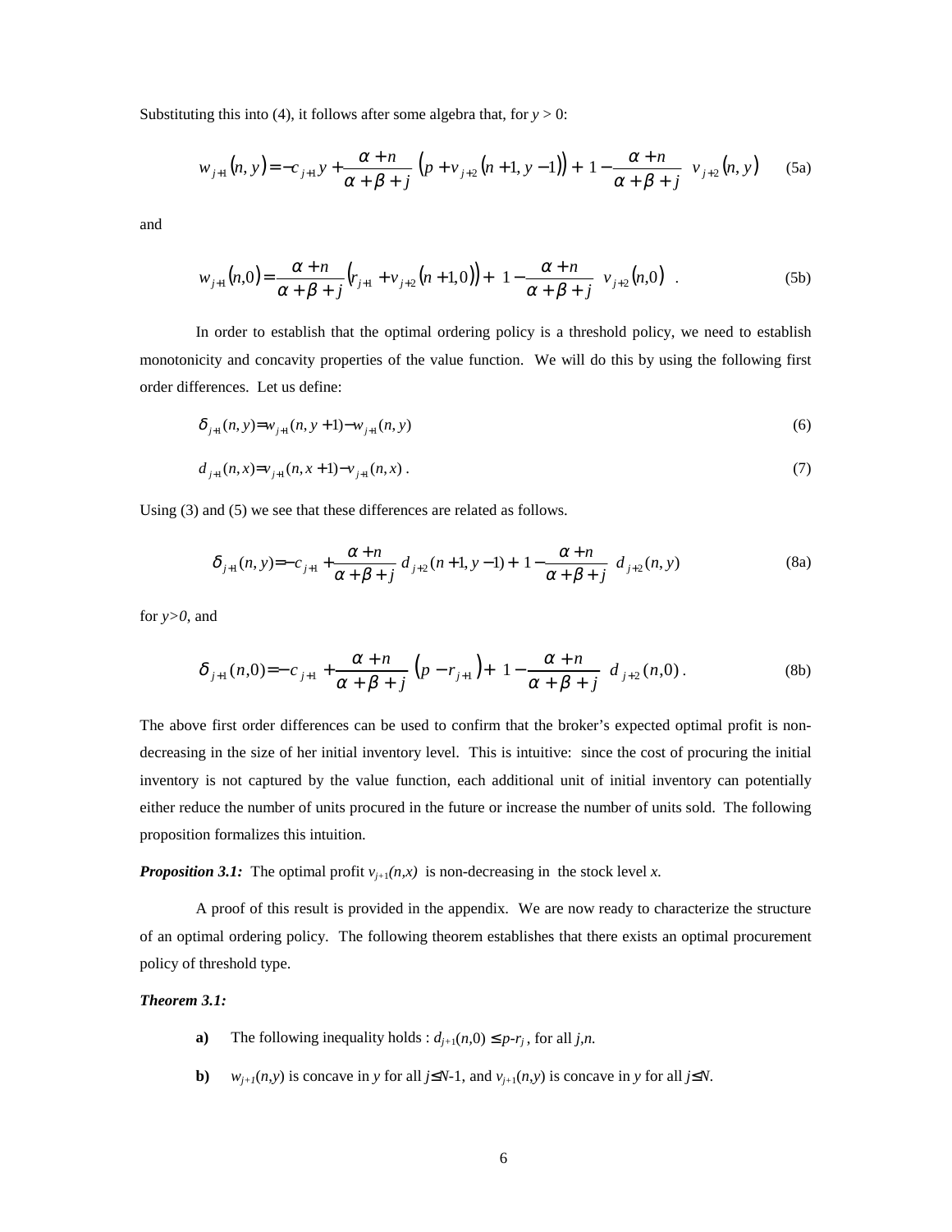Substituting this into (4), it follows after some algebra that, for $y > 0$:

$$w_{j+1}(n,y) = -c_{j+1}y + \frac{\alpha+n}{\alpha+\beta+j}\left(p + v_{j+2}(n+1,y-1)\right) + \left(1 - \frac{\alpha+n}{\alpha+\beta+j}\right) v_{j+2}(n,y) \qquad \text{(5a)}$$

and

$$w_{j+1}(n,0) = \frac{\alpha+n}{\alpha+\beta+j}\left(r_{j+1} + v_{j+2}(n+1,0)\right) + \left(1 - \frac{\alpha+n}{\alpha+\beta+j}\right) v_{j+2}(n,0) \quad . \qquad \text{(5b)}$$

In order to establish that the optimal ordering policy is a threshold policy, we need to establish monotonicity and concavity properties of the value function. We will do this by using the following first order differences. Let us define:

$$\delta_{j+1}(n,y) = w_{j+1}(n,y+1) - w_{j+1}(n,y) \qquad \text{(6)}$$

$$d_{j+1}(n,x) = v_{j+1}(n,x+1) - v_{j+1}(n,x) \, . \qquad \text{(7)}$$

Using (3) and (5) we see that these differences are related as follows.

$$\delta_{j+1}(n,y) = -c_{j+1} + \frac{\alpha+n}{\alpha+\beta+j}\, d_{j+2}(n+1,y-1) + \left(1 - \frac{\alpha+n}{\alpha+\beta+j}\right) d_{j+2}(n,y) \qquad \text{(8a)}$$

for $y>0$, and

$$\delta_{j+1}(n,0) = -c_{j+1} + \frac{\alpha+n}{\alpha+\beta+j}\left(p - r_{j+1}\right) + \left(1 - \frac{\alpha+n}{\alpha+\beta+j}\right) d_{j+2}(n,0) \, . \qquad \text{(8b)}$$

The above first order differences can be used to confirm that the broker's expected optimal profit is non-decreasing in the size of her initial inventory level. This is intuitive: since the cost of procuring the initial inventory is not captured by the value function, each additional unit of initial inventory can potentially either reduce the number of units procured in the future or increase the number of units sold. The following proposition formalizes this intuition.

***Proposition 3.1:*** The optimal profit $v_{j+1}(n,x)$ is non-decreasing in the stock level $x$.

A proof of this result is provided in the appendix. We are now ready to characterize the structure of an optimal ordering policy. The following theorem establishes that there exists an optimal procurement policy of threshold type.

***Theorem 3.1:***

- **a)** The following inequality holds : $d_{j+1}(n,0) \leq p-r_j$ , for all $j,n$.
- **b)** $w_{j+1}(n,y)$ is concave in $y$ for all $j \leq N-1$, and $v_{j+1}(n,y)$ is concave in $y$ for all $j \leq N$.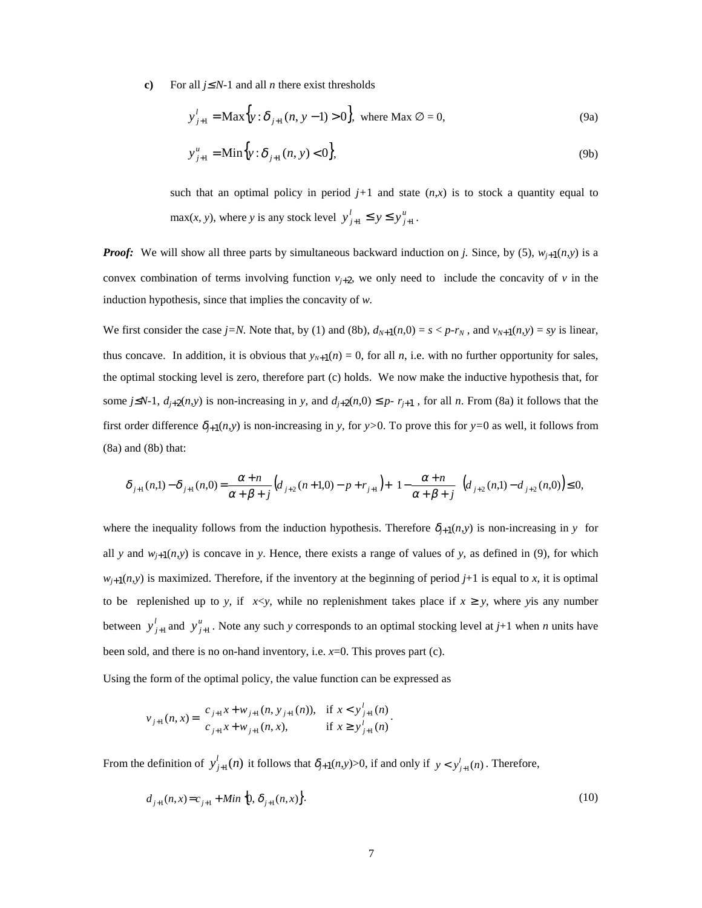**c)** For all $j \le N$-1 and all $n$ there exist thresholds

$$y^l_{j+1} = \text{Max}\{y : \delta_{j+1}(n, y-1) > 0\}, \text{ where Max } \emptyset = 0, \tag{9a}$$

$$y^u_{j+1} = \text{Min}\{y : \delta_{j+1}(n, y) < 0\}, \tag{9b}$$

such that an optimal policy in period $j$+1 and state $(n,x)$ is to stock a quantity equal to max$(x, y)$, where $y$ is any stock level $y^l_{j+1} \le y \le y^u_{j+1}$.

***Proof:*** We will show all three parts by simultaneous backward induction on $j$. Since, by (5), $w_{j+1}(n,y)$ is a convex combination of terms involving function $v_{j+2}$, we only need to include the concavity of $v$ in the induction hypothesis, since that implies the concavity of $w$.

We first consider the case $j=N$. Note that, by (1) and (8b), $d_{N+1}(n,0) = s < p-r_N$, and $v_{N+1}(n,y) = sy$ is linear, thus concave. In addition, it is obvious that $y_{N+1}(n) = 0$, for all $n$, i.e. with no further opportunity for sales, the optimal stocking level is zero, therefore part (c) holds. We now make the inductive hypothesis that, for some $j \le N$-1, $d_{j+2}(n,y)$ is non-increasing in $y$, and $d_{j+2}(n,0) \le p- r_{j+1}$, for all $n$. From (8a) it follows that the first order difference $\delta_{j+1}(n,y)$ is non-increasing in $y$, for $y$>0. To prove this for $y$=0 as well, it follows from (8a) and (8b) that:

$$\delta_{j+1}(n,1) - \delta_{j+1}(n,0) = \frac{\alpha+n}{\alpha+\beta+j}\left(d_{j+2}(n+1,0) - p + r_{j+1}\right) + \left(1 - \frac{\alpha+n}{\alpha+\beta+j}\right)\left(d_{j+2}(n,1) - d_{j+2}(n,0)\right) \le 0,$$

where the inequality follows from the induction hypothesis. Therefore $\delta_{j+1}(n,y)$ is non-increasing in $y$ for all $y$ and $w_{j+1}(n,y)$ is concave in $y$. Hence, there exists a range of values of $y$, as defined in (9), for which $w_{j+1}(n,y)$ is maximized. Therefore, if the inventory at the beginning of period $j$+1 is equal to $x$, it is optimal to be replenished up to $y$, if $x$<$y$, while no replenishment takes place if $x \ge y$, where $y$is any number between $y^l_{j+1}$ and $y^u_{j+1}$. Note any such $y$ corresponds to an optimal stocking level at $j$+1 when $n$ units have been sold, and there is no on-hand inventory, i.e. $x$=0. This proves part (c).

Using the form of the optimal policy, the value function can be expressed as

$$v_{j+1}(n,x) = \begin{cases} c_{j+1}x + w_{j+1}(n, y_{j+1}(n)), & \text{if } x < y^l_{j+1}(n) \\ c_{j+1}x + w_{j+1}(n, x), & \text{if } x \ge y^l_{j+1}(n) \end{cases}.$$

From the definition of $y^l_{j+1}(n)$ it follows that $\delta_{j+1}(n,y)$>0, if and only if $y < y^l_{j+1}(n)$. Therefore,

$$d_{j+1}(n,x) = c_{j+1} + Min\{0, \delta_{j+1}(n,x)\}. \tag{10}$$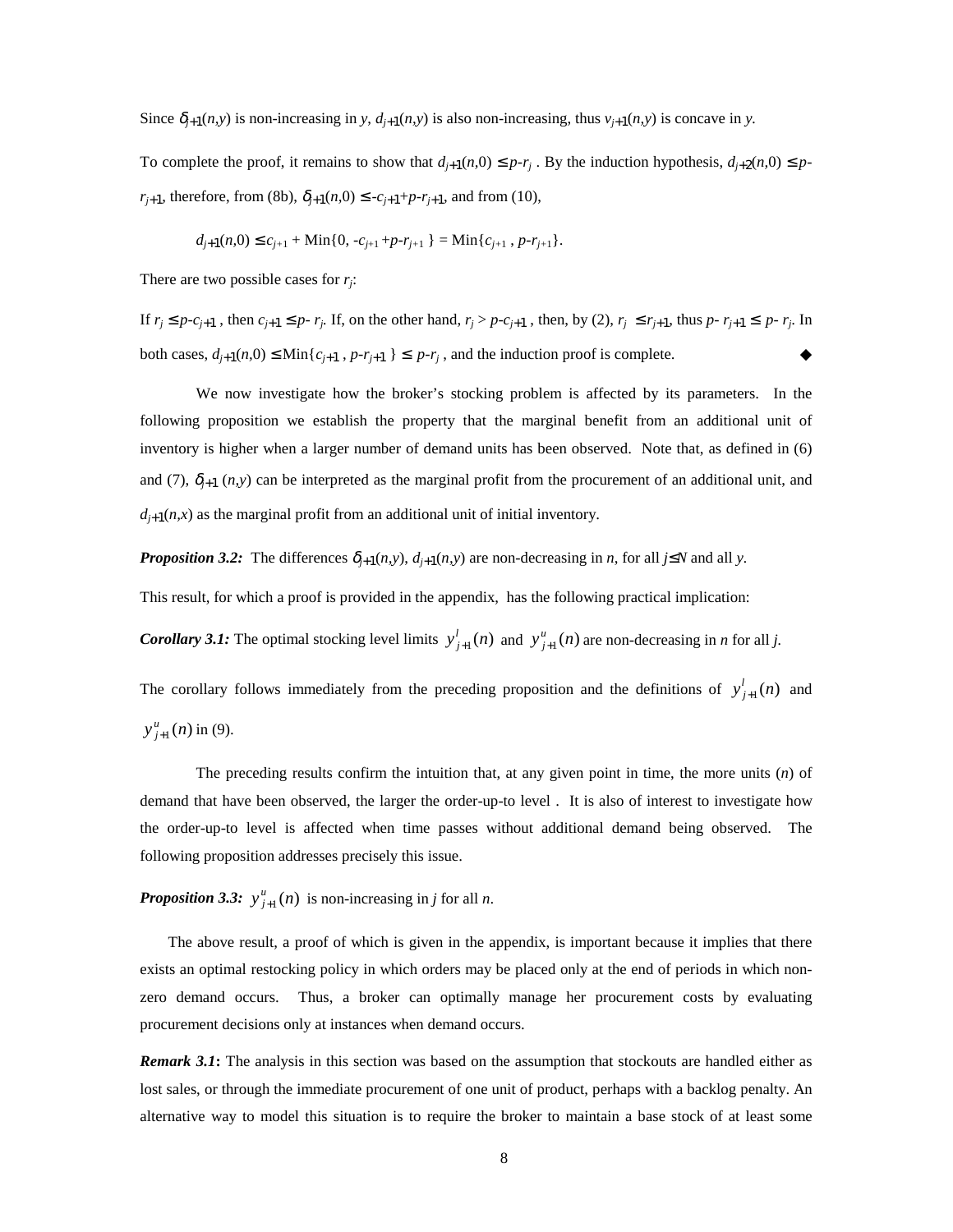Since $\delta_{j+1}(n,y)$ is non-increasing in $y$, $d_{j+1}(n,y)$ is also non-increasing, thus $v_{j+1}(n,y)$ is concave in $y$.

To complete the proof, it remains to show that $d_{j+1}(n,0) \leq p\text{-}r_j$ . By the induction hypothesis, $d_{j+2}(n,0) \leq p\text{-}r_{j+1}$, therefore, from (8b), $\delta_{j+1}(n,0) \leq -c_{j+1}+p\text{-}r_{j+1}$, and from (10),

$$d_{j+1}(n,0) \leq c_{j+1} + \text{Min}\{0, -c_{j+1} + p\text{-}r_{j+1}\} = \text{Min}\{c_{j+1}, p\text{-}r_{j+1}\}.$$

There are two possible cases for $r_j$:

If $r_j \leq p\text{-}c_{j+1}$ , then $c_{j+1} \leq p\text{-} r_j$. If, on the other hand, $r_j > p\text{-}c_{j+1}$ , then, by (2), $r_j \leq r_{j+1}$, thus $p\text{-} r_{j+1} \leq p\text{-} r_j$. In both cases, $d_{j+1}(n,0) \leq \text{Min}\{c_{j+1}, p\text{-}r_{j+1}\} \leq p\text{-}r_j$ , and the induction proof is complete. ◆

We now investigate how the broker's stocking problem is affected by its parameters. In the following proposition we establish the property that the marginal benefit from an additional unit of inventory is higher when a larger number of demand units has been observed. Note that, as defined in (6) and (7), $\delta_{j+1}(n,y)$ can be interpreted as the marginal profit from the procurement of an additional unit, and $d_{j+1}(n,x)$ as the marginal profit from an additional unit of initial inventory.

***Proposition 3.2:*** The differences $\delta_{j+1}(n,y)$, $d_{j+1}(n,y)$ are non-decreasing in $n$, for all $j \leq N$ and all $y$.

This result, for which a proof is provided in the appendix, has the following practical implication:

***Corollary 3.1:*** The optimal stocking level limits $y^l_{j+1}(n)$ and $y^u_{j+1}(n)$ are non-decreasing in $n$ for all $j$.

The corollary follows immediately from the preceding proposition and the definitions of $y^l_{j+1}(n)$ and $y^u_{j+1}(n)$ in (9).

The preceding results confirm the intuition that, at any given point in time, the more units ($n$) of demand that have been observed, the larger the order-up-to level . It is also of interest to investigate how the order-up-to level is affected when time passes without additional demand being observed. The following proposition addresses precisely this issue.

***Proposition 3.3:*** $y^u_{j+1}(n)$ is non-increasing in $j$ for all $n$.

The above result, a proof of which is given in the appendix, is important because it implies that there exists an optimal restocking policy in which orders may be placed only at the end of periods in which non-zero demand occurs. Thus, a broker can optimally manage her procurement costs by evaluating procurement decisions only at instances when demand occurs.

***Remark 3.1*:** The analysis in this section was based on the assumption that stockouts are handled either as lost sales, or through the immediate procurement of one unit of product, perhaps with a backlog penalty. An alternative way to model this situation is to require the broker to maintain a base stock of at least some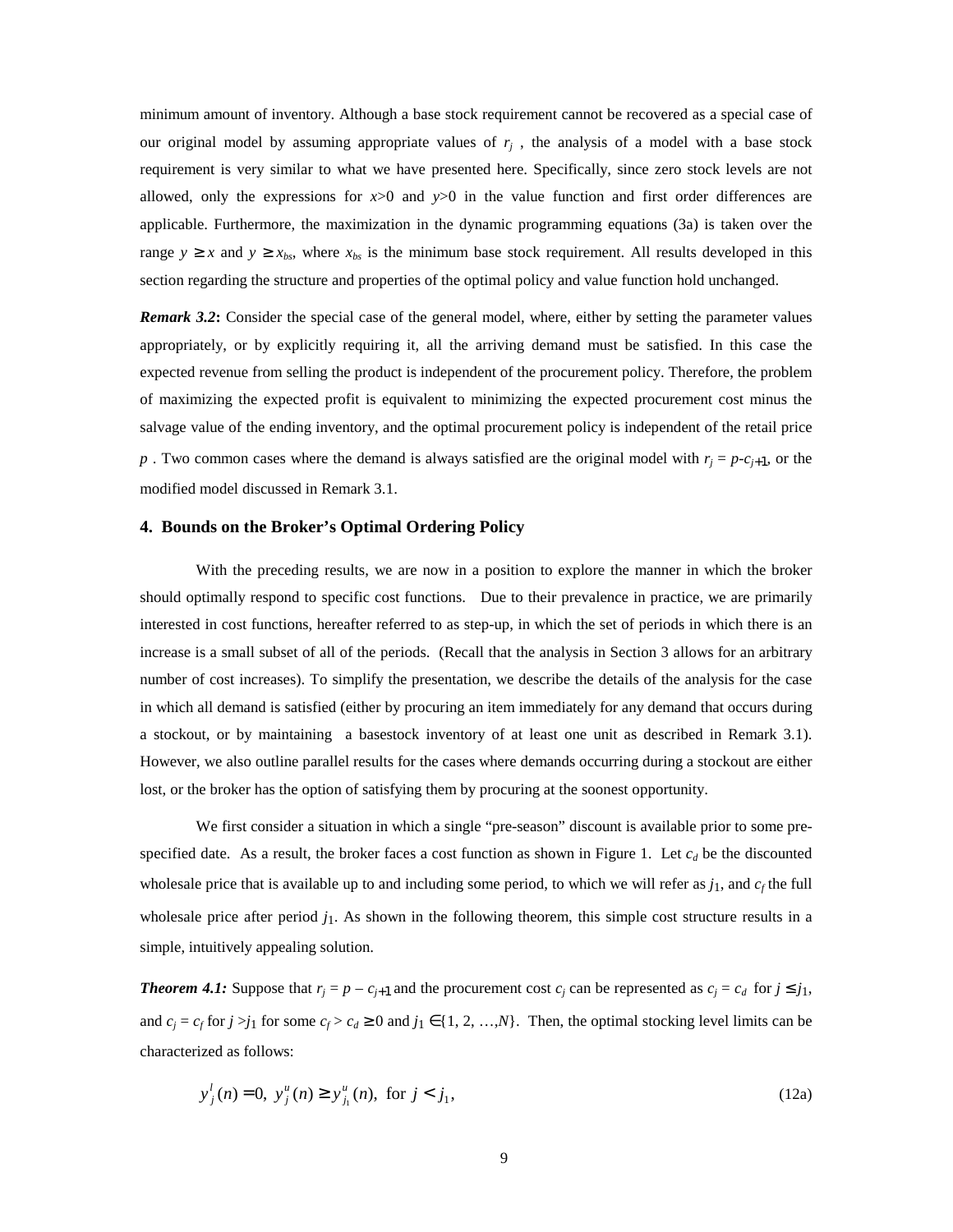minimum amount of inventory. Although a base stock requirement cannot be recovered as a special case of our original model by assuming appropriate values of $r_j$ , the analysis of a model with a base stock requirement is very similar to what we have presented here. Specifically, since zero stock levels are not allowed, only the expressions for $x$>0 and $y$>0 in the value function and first order differences are applicable. Furthermore, the maximization in the dynamic programming equations (3a) is taken over the range $y \geq x$ and $y \geq x_{bs}$, where $x_{bs}$ is the minimum base stock requirement. All results developed in this section regarding the structure and properties of the optimal policy and value function hold unchanged.

***Remark 3.2*:** Consider the special case of the general model, where, either by setting the parameter values appropriately, or by explicitly requiring it, all the arriving demand must be satisfied. In this case the expected revenue from selling the product is independent of the procurement policy. Therefore, the problem of maximizing the expected profit is equivalent to minimizing the expected procurement cost minus the salvage value of the ending inventory, and the optimal procurement policy is independent of the retail price $p$ . Two common cases where the demand is always satisfied are the original model with $r_j = p\text{-}c_{j+1}$, or the modified model discussed in Remark 3.1.

## 4. Bounds on the Broker's Optimal Ordering Policy

With the preceding results, we are now in a position to explore the manner in which the broker should optimally respond to specific cost functions. Due to their prevalence in practice, we are primarily interested in cost functions, hereafter referred to as step-up, in which the set of periods in which there is an increase is a small subset of all of the periods. (Recall that the analysis in Section 3 allows for an arbitrary number of cost increases). To simplify the presentation, we describe the details of the analysis for the case in which all demand is satisfied (either by procuring an item immediately for any demand that occurs during a stockout, or by maintaining a basestock inventory of at least one unit as described in Remark 3.1). However, we also outline parallel results for the cases where demands occurring during a stockout are either lost, or the broker has the option of satisfying them by procuring at the soonest opportunity.

We first consider a situation in which a single "pre-season" discount is available prior to some pre-specified date. As a result, the broker faces a cost function as shown in Figure 1. Let $c_d$ be the discounted wholesale price that is available up to and including some period, to which we will refer as $j_1$, and $c_f$ the full wholesale price after period $j_1$. As shown in the following theorem, this simple cost structure results in a simple, intuitively appealing solution.

***Theorem 4.1:*** Suppose that $r_j = p - c_{j+1}$ and the procurement cost $c_j$ can be represented as $c_j = c_d$ for $j \leq j_1$, and $c_j = c_f$ for $j > j_1$ for some $c_f > c_d \geq 0$ and $j_1 \in \{1, 2, \ldots, N\}$. Then, the optimal stocking level limits can be characterized as follows:

$$y_j^l(n) = 0,\ y_j^u(n) \geq y_{j_1}^u(n),\ \text{for } j < j_1, \tag{12a}$$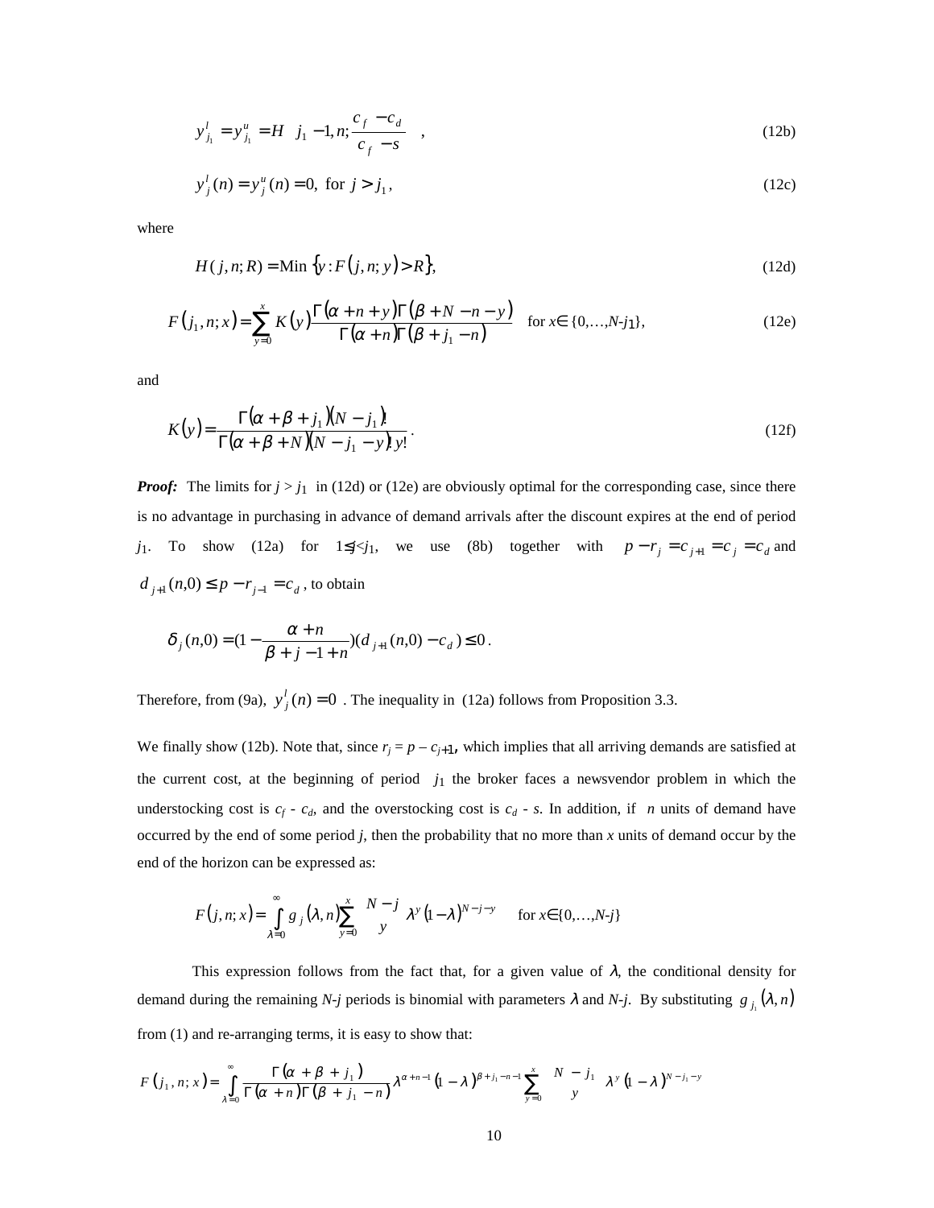$$y^l_{j_1} = y^u_{j_1} = H\left(j_1 - 1, n; \frac{c_f - c_d}{c_f - s}\right), \tag{12b}$$

$$y^l_j(n) = y^u_j(n) = 0, \text{ for } j > j_1, \tag{12c}$$

where

$$H(j,n;R) = \text{Min}\left\{y : F(j,n;y) > R\right\}, \tag{12d}$$

$$F(j_1,n;x) = \sum_{y=0}^{x} K(y) \frac{\Gamma(\alpha+n+y)\Gamma(\beta+N-n-y)}{\Gamma(\alpha+n)\Gamma(\beta+j_1-n)} \quad \text{for } x \in \{0,\ldots,N\text{-}j_1\}, \tag{12e}$$

and

$$K(y) = \frac{\Gamma(\alpha+\beta+j_1)(N-j_1)!}{\Gamma(\alpha+\beta+N)(N-j_1-y)!\,y!}. \tag{12f}$$

***Proof:*** The limits for $j > j_1$ in (12d) or (12e) are obviously optimal for the corresponding case, since there is no advantage in purchasing in advance of demand arrivals after the discount expires at the end of period $j_1$. To show (12a) for $1 \le j < j_1$, we use (8b) together with $p - r_j = c_{j+1} = c_j = c_d$ and $d_{j+1}(n,0) \le p - r_{j-1} = c_d$, to obtain

$$\delta_j(n,0) = \left(1 - \frac{\alpha+n}{\beta+j-1+n}\right)(d_{j+1}(n,0) - c_d) \le 0.$$

Therefore, from (9a), $y^l_j(n) = 0$. The inequality in (12a) follows from Proposition 3.3.

We finally show (12b). Note that, since $r_j = p - c_{j+1}$, which implies that all arriving demands are satisfied at the current cost, at the beginning of period $j_1$ the broker faces a newsvendor problem in which the understocking cost is $c_f$ - $c_d$, and the overstocking cost is $c_d$ - $s$. In addition, if $n$ units of demand have occurred by the end of some period $j$, then the probability that no more than $x$ units of demand occur by the end of the horizon can be expressed as:

$$F(j,n;x) = \int_{\lambda=0}^{\infty} g_j(\lambda,n) \sum_{y=0}^{x} \binom{N-j}{y} \lambda^y (1-\lambda)^{N-j-y} \quad \text{for } x \in \{0,\ldots,N\text{-}j\}$$

This expression follows from the fact that, for a given value of $\lambda$, the conditional density for demand during the remaining $N$-$j$ periods is binomial with parameters $\lambda$ and $N$-$j$. By substituting $g_{j_1}(\lambda,n)$ from (1) and re-arranging terms, it is easy to show that:

$$F(j_1,n;x) = \int_{\lambda=0}^{\infty} \frac{\Gamma(\alpha+\beta+j_1)}{\Gamma(\alpha+n)\Gamma(\beta+j_1-n)} \lambda^{\alpha+n-1}(1-\lambda)^{\beta+j_1-n-1} \sum_{y=0}^{x} \binom{N-j_1}{y} \lambda^y (1-\lambda)^{N-j_1-y}$$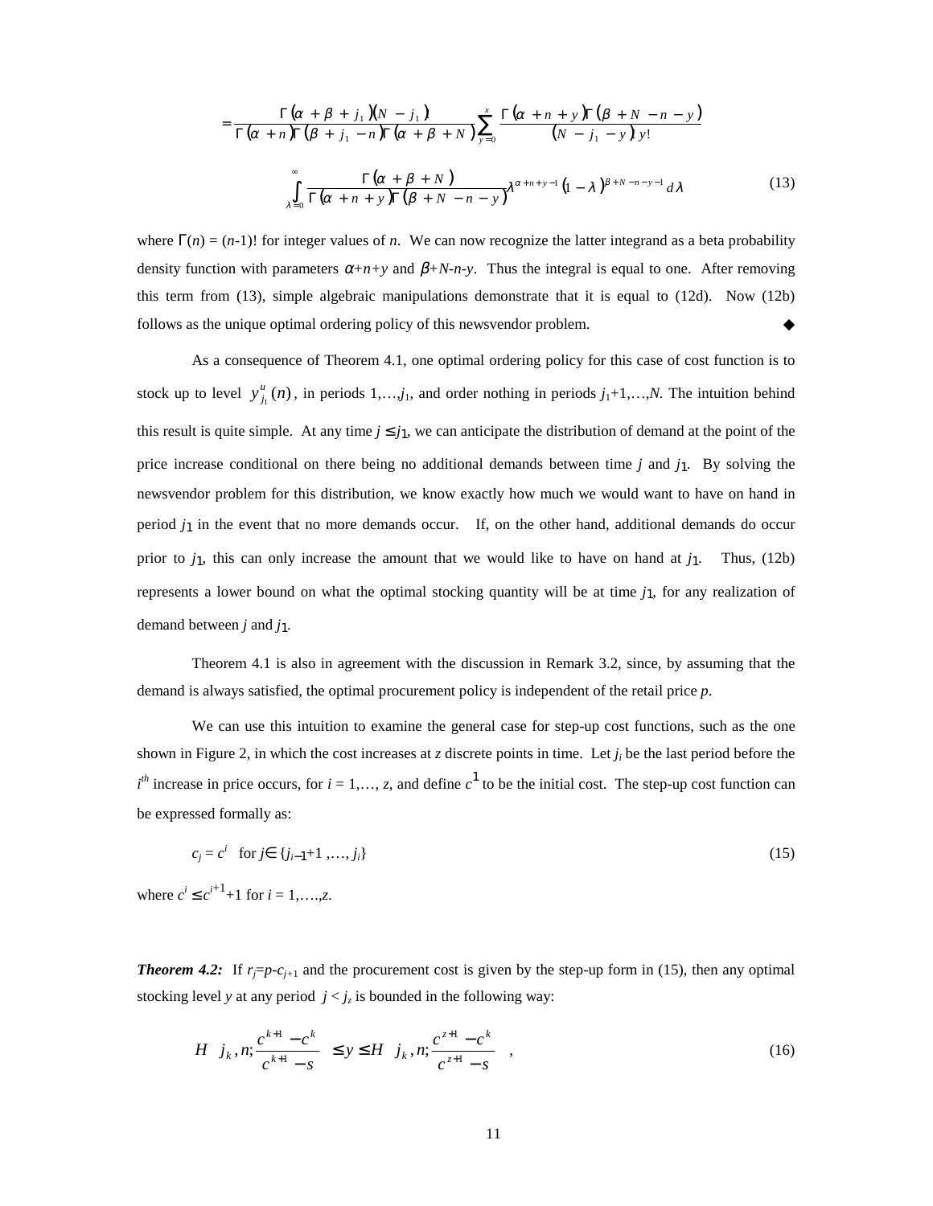$$= \frac{\Gamma(\alpha+\beta+j_1)(N-j_1)}{\Gamma(\alpha+n)\Gamma(\beta+j_1-n)\Gamma(\alpha+\beta+N)} \sum_{y=0}^{x} \frac{\Gamma(\alpha+n+y)\Gamma(\beta+N-n-y)}{(N-j_1-y)\,y!}$$

$$\int_{\lambda=0}^{\infty} \frac{\Gamma(\alpha+\beta+N)}{\Gamma(\alpha+n+y)\Gamma(\beta+N-n-y)} \lambda^{\alpha+n+y-1}(1-\lambda)^{\beta+N-n-y-1} d\lambda \tag{13}$$

where $\Gamma(n) = (n\text{-}1)!$ for integer values of $n$. We can now recognize the latter integrand as a beta probability density function with parameters $\alpha+n+y$ and $\beta+N\text{-}n\text{-}y$. Thus the integral is equal to one. After removing this term from (13), simple algebraic manipulations demonstrate that it is equal to (12d). Now (12b) follows as the unique optimal ordering policy of this newsvendor problem. ◆

As a consequence of Theorem 4.1, one optimal ordering policy for this case of cost function is to stock up to level $y^u_{j_1}(n)$, in periods $1,\ldots,j_1$, and order nothing in periods $j_1+1,\ldots,N$. The intuition behind this result is quite simple. At any time $j \le j_1$, we can anticipate the distribution of demand at the point of the price increase conditional on there being no additional demands between time $j$ and $j_1$. By solving the newsvendor problem for this distribution, we know exactly how much we would want to have on hand in period $j_1$ in the event that no more demands occur. If, on the other hand, additional demands do occur prior to $j_1$, this can only increase the amount that we would like to have on hand at $j_1$. Thus, (12b) represents a lower bound on what the optimal stocking quantity will be at time $j_1$, for any realization of demand between $j$ and $j_1$.

Theorem 4.1 is also in agreement with the discussion in Remark 3.2, since, by assuming that the demand is always satisfied, the optimal procurement policy is independent of the retail price $p$.

We can use this intuition to examine the general case for step-up cost functions, such as the one shown in Figure 2, in which the cost increases at $z$ discrete points in time. Let $j_i$ be the last period before the $i^{th}$ increase in price occurs, for $i = 1,\ldots, z$, and define $c^1$ to be the initial cost. The step-up cost function can be expressed formally as:

$$c_j = c^i \quad \text{for } j \in \{j_{i-1}+1, \ldots, j_i\} \tag{15}$$

where $c^i \le c^{i+1}+1$ for $i = 1,\ldots,z$.

***Theorem 4.2:*** If $r_j=p-c_{j+1}$ and the procurement cost is given by the step-up form in (15), then any optimal stocking level $y$ at any period $j < j_z$ is bounded in the following way:

$$H\left(j_k, n; \frac{c^{k+1}-c^k}{c^{k+1}-s}\right) \le y \le H\left(j_k, n; \frac{c^{z+1}-c^k}{c^{z+1}-s}\right), \tag{16}$$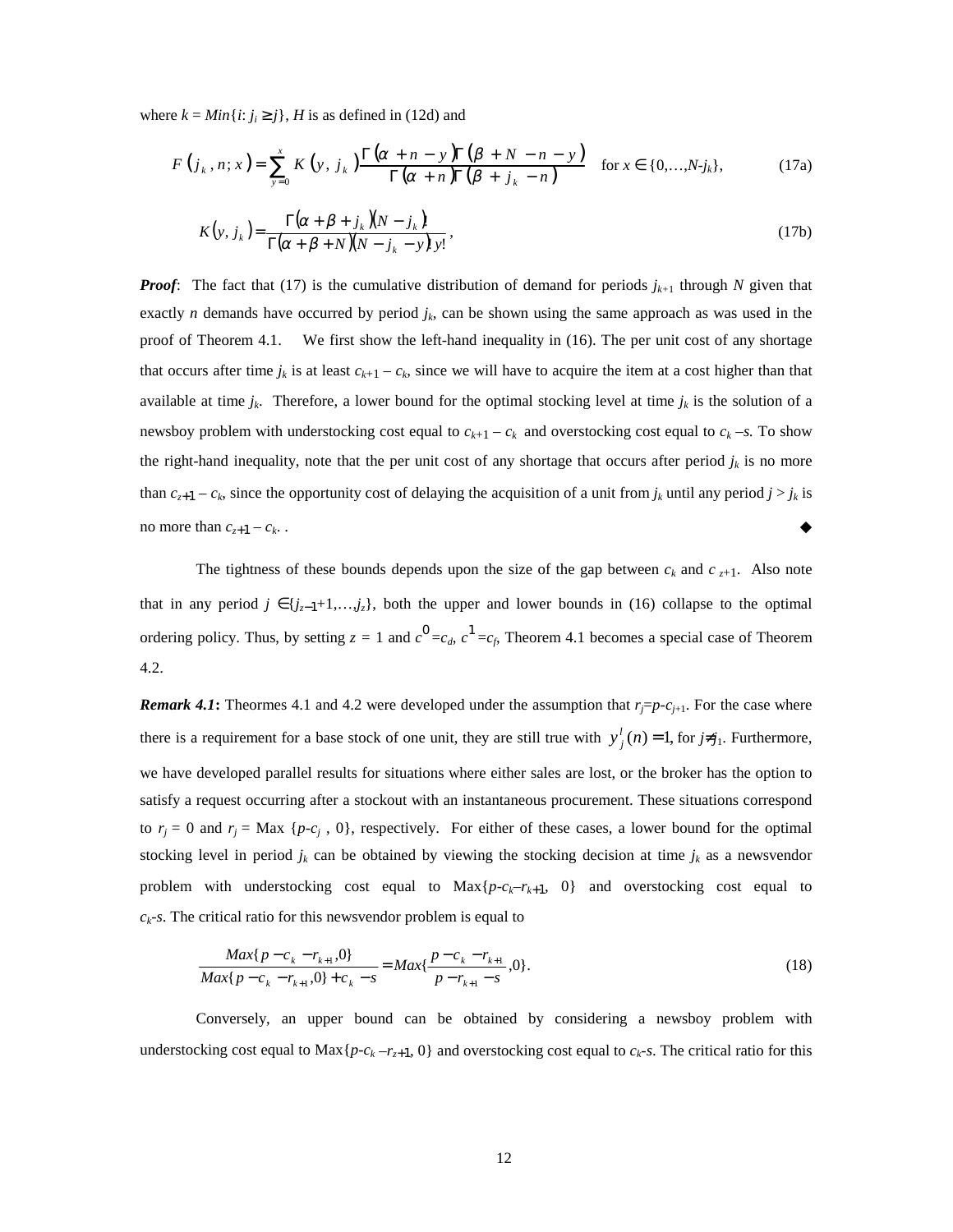where $k = Min\{i: j_i \geq j\}$, $H$ is as defined in (12d) and

$$F\left(j_k, n; x\right) = \sum_{y=0}^{x} K\left(y, j_k\right) \frac{\Gamma\left(\alpha + n - y\right)\Gamma\left(\beta + N - n - y\right)}{\Gamma\left(\alpha + n\right)\Gamma\left(\beta + j_k - n\right)} \quad \text{for } x \in \{0,\ldots,N\text{-}j_k\}, \tag{17a}$$

$$K\left(y, j_k\right) = \frac{\Gamma\left(\alpha + \beta + j_k\right)\left(N - j_k\right)!}{\Gamma\left(\alpha + \beta + N\right)\left(N - j_k - y\right)!\, y!}, \tag{17b}$$

***Proof***: The fact that (17) is the cumulative distribution of demand for periods $j_{k+1}$ through $N$ given that exactly $n$ demands have occurred by period $j_k$, can be shown using the same approach as was used in the proof of Theorem 4.1. We first show the left-hand inequality in (16). The per unit cost of any shortage that occurs after time $j_k$ is at least $c_{k+1} - c_k$, since we will have to acquire the item at a cost higher than that available at time $j_k$. Therefore, a lower bound for the optimal stocking level at time $j_k$ is the solution of a newsboy problem with understocking cost equal to $c_{k+1} - c_k$ and overstocking cost equal to $c_k - s$. To show the right-hand inequality, note that the per unit cost of any shortage that occurs after period $j_k$ is no more than $c_{z+1} - c_k$, since the opportunity cost of delaying the acquisition of a unit from $j_k$ until any period $j > j_k$ is no more than $c_{z+1} - c_k$. . ◆

The tightness of these bounds depends upon the size of the gap between $c_k$ and $c_{z+1}$. Also note that in any period $j \in \{j_{z-1}+1,\ldots,j_z\}$, both the upper and lower bounds in (16) collapse to the optimal ordering policy. Thus, by setting $z = 1$ and $c^0 = c_d$, $c^1 = c_f$, Theorem 4.1 becomes a special case of Theorem 4.2.

***Remark 4.1*:** Theormes 4.1 and 4.2 were developed under the assumption that $r_j = p - c_{j+1}$. For the case where there is a requirement for a base stock of one unit, they are still true with $y_j^l(n) = 1$, for $j \neq j_1$. Furthermore, we have developed parallel results for situations where either sales are lost, or the broker has the option to satisfy a request occurring after a stockout with an instantaneous procurement. These situations correspond to $r_j = 0$ and $r_j = \text{Max}\ \{p - c_j\ , 0\}$, respectively. For either of these cases, a lower bound for the optimal stocking level in period $j_k$ can be obtained by viewing the stocking decision at time $j_k$ as a newsvendor problem with understocking cost equal to $\text{Max}\{p - c_k - r_{k+1}, 0\}$ and overstocking cost equal to $c_k - s$. The critical ratio for this newsvendor problem is equal to

$$\frac{Max\{p - c_k - r_{k+1}, 0\}}{Max\{p - c_k - r_{k+1}, 0\} + c_k - s} = Max\{\frac{p - c_k - r_{k+1}}{p - r_{k+1} - s}, 0\}. \tag{18}$$

Conversely, an upper bound can be obtained by considering a newsboy problem with understocking cost equal to $\text{Max}\{p - c_k - r_{z+1}, 0\}$ and overstocking cost equal to $c_k - s$. The critical ratio for this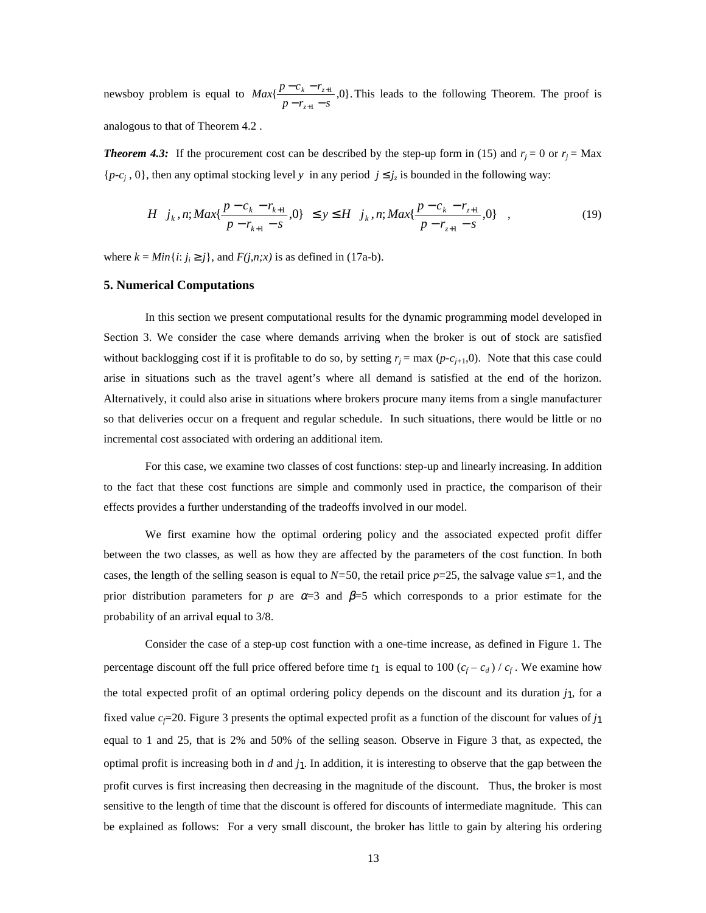newsboy problem is equal to $Max\{\frac{p - c_k - r_{z+1}}{p - r_{z+1} - s}, 0\}$. This leads to the following Theorem. The proof is analogous to that of Theorem 4.2 .

***Theorem 4.3:*** If the procurement cost can be described by the step-up form in (15) and $r_j = 0$ or $r_j = \text{Max}\{p\text{-}c_j, 0\}$, then any optimal stocking level $y$ in any period $j \le j_z$ is bounded in the following way:

$$H\left(j_k, n; Max\{\frac{p - c_k - r_{k+1}}{p - r_{k+1} - s}, 0\}\right) \le y \le H\left(j_k, n; Max\{\frac{p - c_k - r_{z+1}}{p - r_{z+1} - s}, 0\}\right), \tag{19}$$

where $k = Min\{i\text{: } j_i \ge j\}$, and $F(j,n;x)$ is as defined in (17a-b).

## 5. Numerical Computations

In this section we present computational results for the dynamic programming model developed in Section 3. We consider the case where demands arriving when the broker is out of stock are satisfied without backlogging cost if it is profitable to do so, by setting $r_j = \max(p\text{-}c_{j+1}, 0)$. Note that this case could arise in situations such as the travel agent's where all demand is satisfied at the end of the horizon. Alternatively, it could also arise in situations where brokers procure many items from a single manufacturer so that deliveries occur on a frequent and regular schedule. In such situations, there would be little or no incremental cost associated with ordering an additional item.

For this case, we examine two classes of cost functions: step-up and linearly increasing. In addition to the fact that these cost functions are simple and commonly used in practice, the comparison of their effects provides a further understanding of the tradeoffs involved in our model.

We first examine how the optimal ordering policy and the associated expected profit differ between the two classes, as well as how they are affected by the parameters of the cost function. In both cases, the length of the selling season is equal to $N$=50, the retail price $p$=25, the salvage value $s$=1, and the prior distribution parameters for $p$ are $\alpha$=3 and $\beta$=5 which corresponds to a prior estimate for the probability of an arrival equal to 3/8.

Consider the case of a step-up cost function with a one-time increase, as defined in Figure 1. The percentage discount off the full price offered before time $t_1$ is equal to $100\,(c_f - c_d) / c_f$. We examine how the total expected profit of an optimal ordering policy depends on the discount and its duration $j_1$, for a fixed value $c_f$=20. Figure 3 presents the optimal expected profit as a function of the discount for values of $j_1$ equal to 1 and 25, that is 2% and 50% of the selling season. Observe in Figure 3 that, as expected, the optimal profit is increasing both in $d$ and $j_1$. In addition, it is interesting to observe that the gap between the profit curves is first increasing then decreasing in the magnitude of the discount. Thus, the broker is most sensitive to the length of time that the discount is offered for discounts of intermediate magnitude. This can be explained as follows: For a very small discount, the broker has little to gain by altering his ordering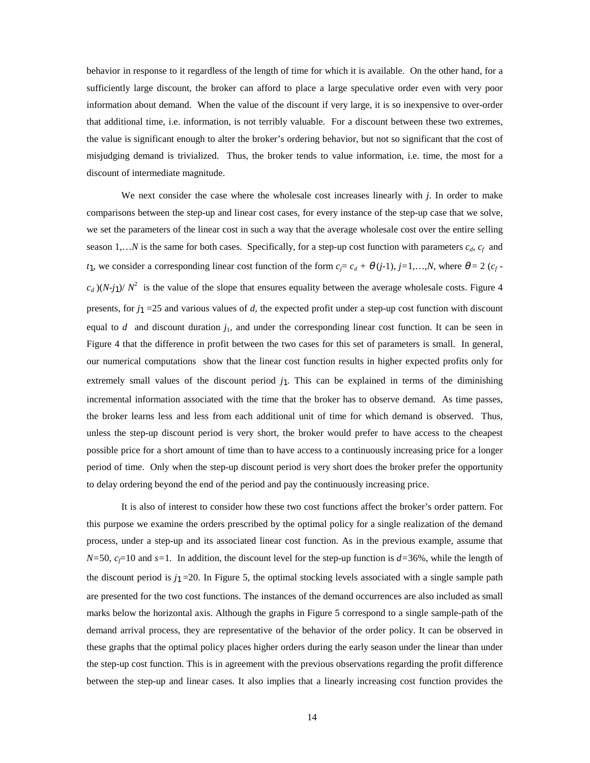behavior in response to it regardless of the length of time for which it is available. On the other hand, for a sufficiently large discount, the broker can afford to place a large speculative order even with very poor information about demand. When the value of the discount if very large, it is so inexpensive to over-order that additional time, i.e. information, is not terribly valuable. For a discount between these two extremes, the value is significant enough to alter the broker's ordering behavior, but not so significant that the cost of misjudging demand is trivialized. Thus, the broker tends to value information, i.e. time, the most for a discount of intermediate magnitude.

We next consider the case where the wholesale cost increases linearly with $j$. In order to make comparisons between the step-up and linear cost cases, for every instance of the step-up case that we solve, we set the parameters of the linear cost in such a way that the average wholesale cost over the entire selling season $1,\ldots N$ is the same for both cases. Specifically, for a step-up cost function with parameters $c_d$, $c_f$ and $t_1$, we consider a corresponding linear cost function of the form $c_j = c_d + \theta(j-1)$, $j=1,\ldots,N$, where $\theta = 2(c_f - c_d)(N-j_1)/N^2$ is the value of the slope that ensures equality between the average wholesale costs. Figure 4 presents, for $j_1 = 25$ and various values of $d$, the expected profit under a step-up cost function with discount equal to $d$ and discount duration $j_1$, and under the corresponding linear cost function. It can be seen in Figure 4 that the difference in profit between the two cases for this set of parameters is small. In general, our numerical computations show that the linear cost function results in higher expected profits only for extremely small values of the discount period $j_1$. This can be explained in terms of the diminishing incremental information associated with the time that the broker has to observe demand. As time passes, the broker learns less and less from each additional unit of time for which demand is observed. Thus, unless the step-up discount period is very short, the broker would prefer to have access to the cheapest possible price for a short amount of time than to have access to a continuously increasing price for a longer period of time. Only when the step-up discount period is very short does the broker prefer the opportunity to delay ordering beyond the end of the period and pay the continuously increasing price.

It is also of interest to consider how these two cost functions affect the broker's order pattern. For this purpose we examine the orders prescribed by the optimal policy for a single realization of the demand process, under a step-up and its associated linear cost function. As in the previous example, assume that $N=50$, $c_f=10$ and $s=1$. In addition, the discount level for the step-up function is $d=36\%$, while the length of the discount period is $j_1=20$. In Figure 5, the optimal stocking levels associated with a single sample path are presented for the two cost functions. The instances of the demand occurrences are also included as small marks below the horizontal axis. Although the graphs in Figure 5 correspond to a single sample-path of the demand arrival process, they are representative of the behavior of the order policy. It can be observed in these graphs that the optimal policy places higher orders during the early season under the linear than under the step-up cost function. This is in agreement with the previous observations regarding the profit difference between the step-up and linear cases. It also implies that a linearly increasing cost function provides the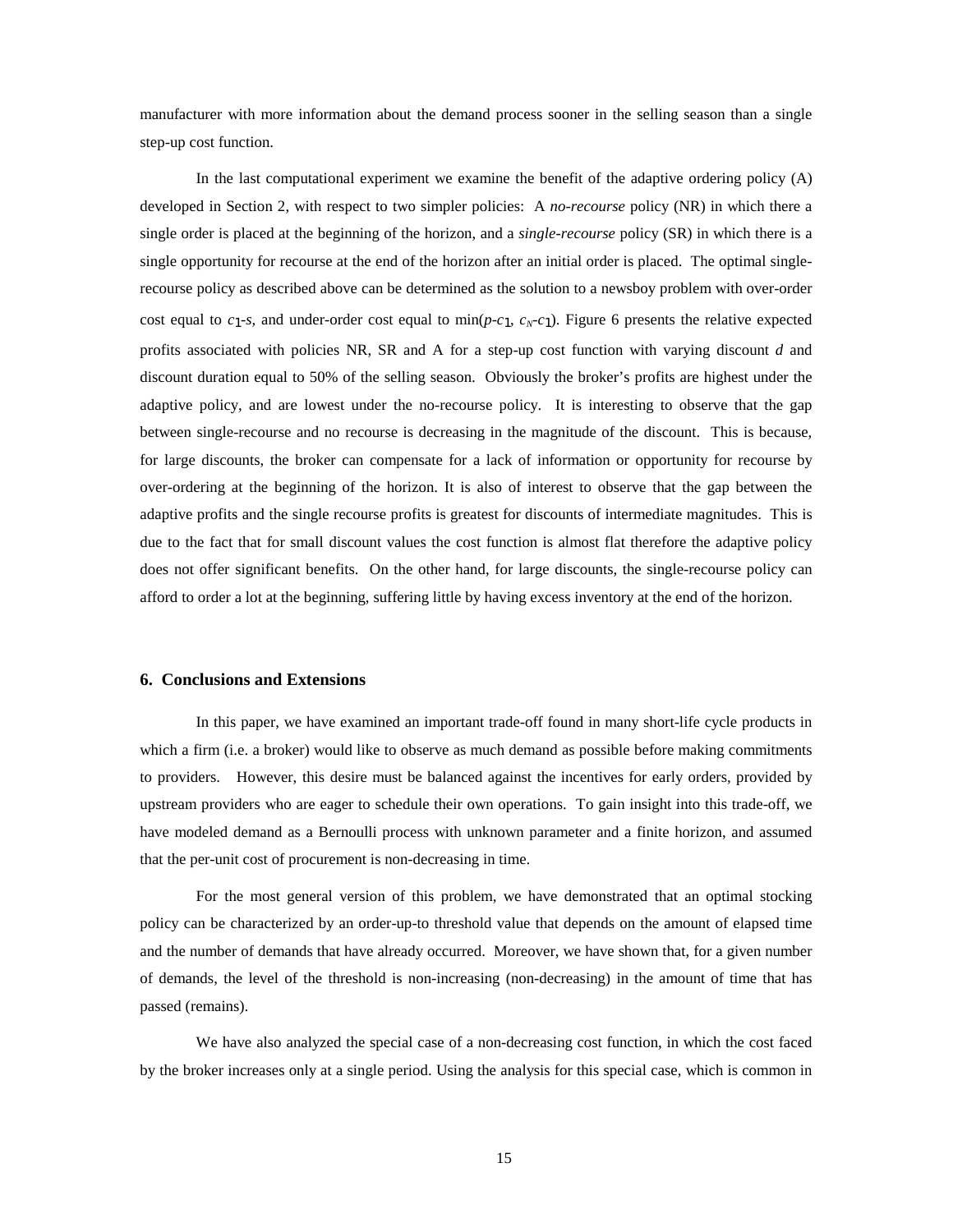manufacturer with more information about the demand process sooner in the selling season than a single step-up cost function.

In the last computational experiment we examine the benefit of the adaptive ordering policy (A) developed in Section 2, with respect to two simpler policies: A *no-recourse* policy (NR) in which there a single order is placed at the beginning of the horizon, and a *single-recourse* policy (SR) in which there is a single opportunity for recourse at the end of the horizon after an initial order is placed. The optimal single-recourse policy as described above can be determined as the solution to a newsboy problem with over-order cost equal to $c_1$-$s$, and under-order cost equal to $\min(p\text{-}c_1, c_N\text{-}c_1)$. Figure 6 presents the relative expected profits associated with policies NR, SR and A for a step-up cost function with varying discount $d$ and discount duration equal to 50% of the selling season. Obviously the broker's profits are highest under the adaptive policy, and are lowest under the no-recourse policy. It is interesting to observe that the gap between single-recourse and no recourse is decreasing in the magnitude of the discount. This is because, for large discounts, the broker can compensate for a lack of information or opportunity for recourse by over-ordering at the beginning of the horizon. It is also of interest to observe that the gap between the adaptive profits and the single recourse profits is greatest for discounts of intermediate magnitudes. This is due to the fact that for small discount values the cost function is almost flat therefore the adaptive policy does not offer significant benefits. On the other hand, for large discounts, the single-recourse policy can afford to order a lot at the beginning, suffering little by having excess inventory at the end of the horizon.

## 6. Conclusions and Extensions

In this paper, we have examined an important trade-off found in many short-life cycle products in which a firm (i.e. a broker) would like to observe as much demand as possible before making commitments to providers. However, this desire must be balanced against the incentives for early orders, provided by upstream providers who are eager to schedule their own operations. To gain insight into this trade-off, we have modeled demand as a Bernoulli process with unknown parameter and a finite horizon, and assumed that the per-unit cost of procurement is non-decreasing in time.

For the most general version of this problem, we have demonstrated that an optimal stocking policy can be characterized by an order-up-to threshold value that depends on the amount of elapsed time and the number of demands that have already occurred. Moreover, we have shown that, for a given number of demands, the level of the threshold is non-increasing (non-decreasing) in the amount of time that has passed (remains).

We have also analyzed the special case of a non-decreasing cost function, in which the cost faced by the broker increases only at a single period. Using the analysis for this special case, which is common in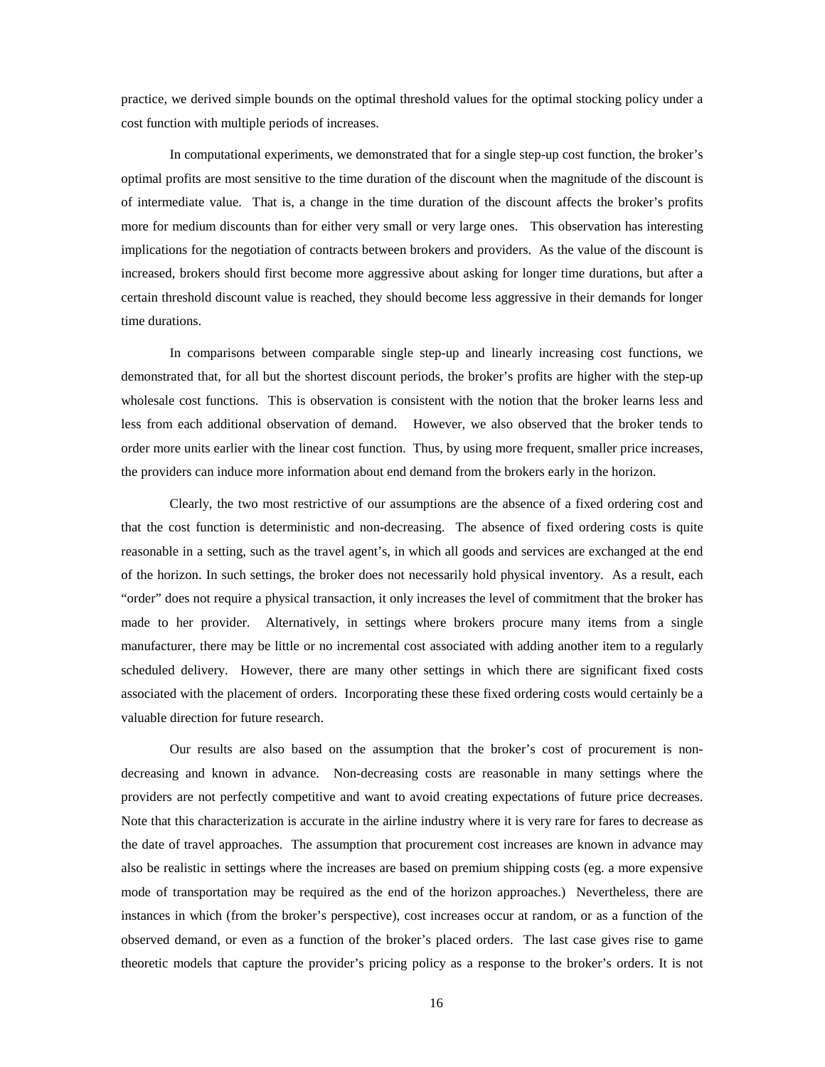practice, we derived simple bounds on the optimal threshold values for the optimal stocking policy under a cost function with multiple periods of increases.

In computational experiments, we demonstrated that for a single step-up cost function, the broker's optimal profits are most sensitive to the time duration of the discount when the magnitude of the discount is of intermediate value. That is, a change in the time duration of the discount affects the broker's profits more for medium discounts than for either very small or very large ones. This observation has interesting implications for the negotiation of contracts between brokers and providers. As the value of the discount is increased, brokers should first become more aggressive about asking for longer time durations, but after a certain threshold discount value is reached, they should become less aggressive in their demands for longer time durations.

In comparisons between comparable single step-up and linearly increasing cost functions, we demonstrated that, for all but the shortest discount periods, the broker's profits are higher with the step-up wholesale cost functions. This is observation is consistent with the notion that the broker learns less and less from each additional observation of demand. However, we also observed that the broker tends to order more units earlier with the linear cost function. Thus, by using more frequent, smaller price increases, the providers can induce more information about end demand from the brokers early in the horizon.

Clearly, the two most restrictive of our assumptions are the absence of a fixed ordering cost and that the cost function is deterministic and non-decreasing. The absence of fixed ordering costs is quite reasonable in a setting, such as the travel agent's, in which all goods and services are exchanged at the end of the horizon. In such settings, the broker does not necessarily hold physical inventory. As a result, each "order" does not require a physical transaction, it only increases the level of commitment that the broker has made to her provider. Alternatively, in settings where brokers procure many items from a single manufacturer, there may be little or no incremental cost associated with adding another item to a regularly scheduled delivery. However, there are many other settings in which there are significant fixed costs associated with the placement of orders. Incorporating these these fixed ordering costs would certainly be a valuable direction for future research.

Our results are also based on the assumption that the broker's cost of procurement is non-decreasing and known in advance. Non-decreasing costs are reasonable in many settings where the providers are not perfectly competitive and want to avoid creating expectations of future price decreases. Note that this characterization is accurate in the airline industry where it is very rare for fares to decrease as the date of travel approaches. The assumption that procurement cost increases are known in advance may also be realistic in settings where the increases are based on premium shipping costs (eg. a more expensive mode of transportation may be required as the end of the horizon approaches.) Nevertheless, there are instances in which (from the broker's perspective), cost increases occur at random, or as a function of the observed demand, or even as a function of the broker's placed orders. The last case gives rise to game theoretic models that capture the provider's pricing policy as a response to the broker's orders. It is not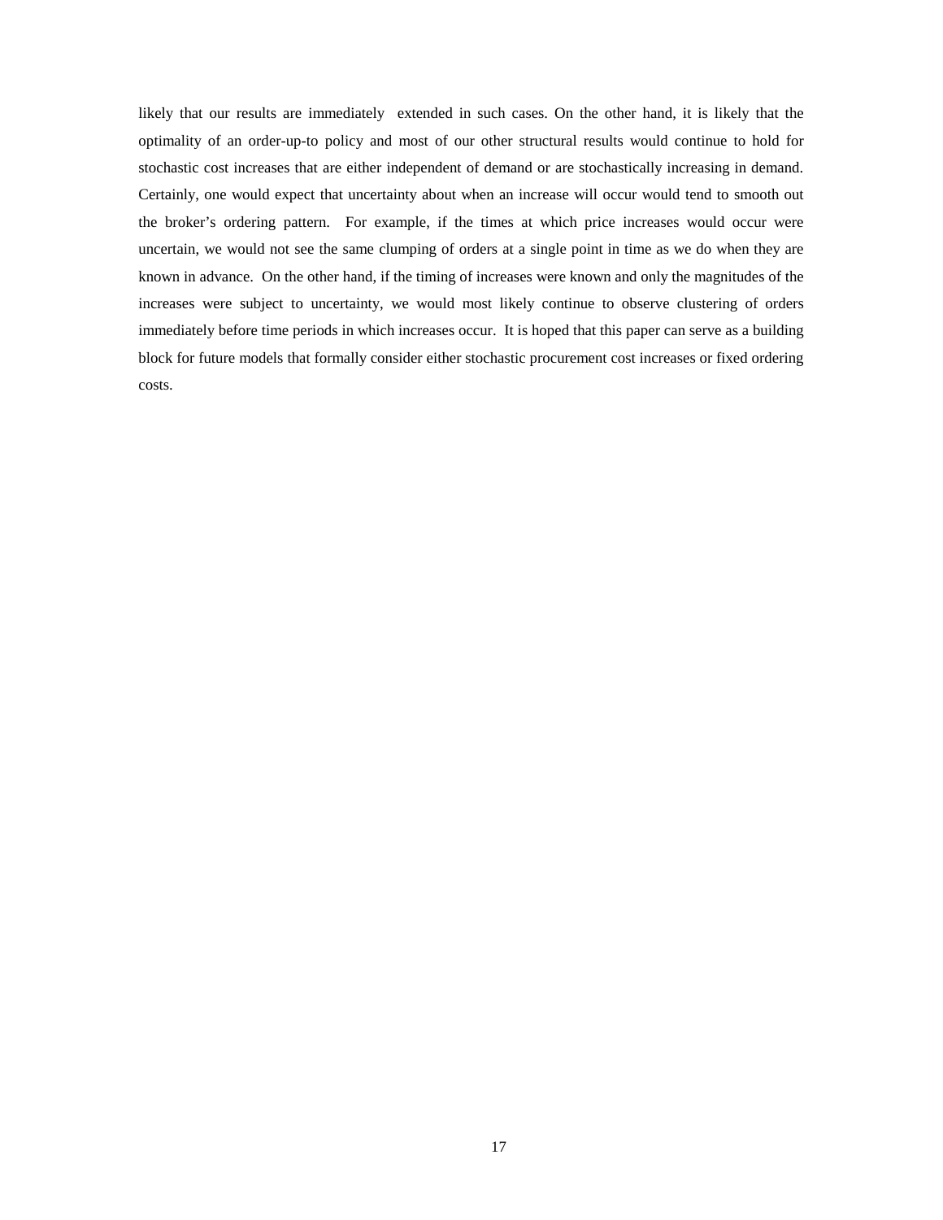likely that our results are immediately extended in such cases. On the other hand, it is likely that the optimality of an order-up-to policy and most of our other structural results would continue to hold for stochastic cost increases that are either independent of demand or are stochastically increasing in demand. Certainly, one would expect that uncertainty about when an increase will occur would tend to smooth out the broker's ordering pattern. For example, if the times at which price increases would occur were uncertain, we would not see the same clumping of orders at a single point in time as we do when they are known in advance. On the other hand, if the timing of increases were known and only the magnitudes of the increases were subject to uncertainty, we would most likely continue to observe clustering of orders immediately before time periods in which increases occur. It is hoped that this paper can serve as a building block for future models that formally consider either stochastic procurement cost increases or fixed ordering costs.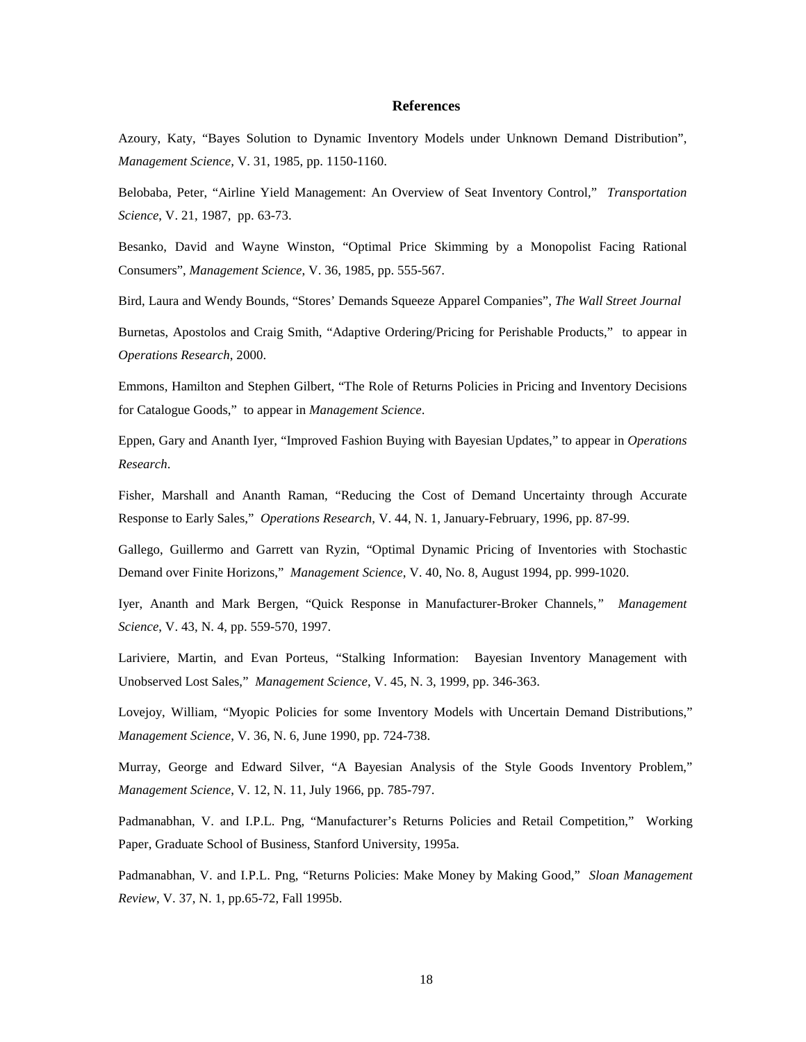## References

Azoury, Katy, "Bayes Solution to Dynamic Inventory Models under Unknown Demand Distribution", *Management Science*, V. 31, 1985, pp. 1150-1160.

Belobaba, Peter, "Airline Yield Management: An Overview of Seat Inventory Control," *Transportation Science*, V. 21, 1987, pp. 63-73.

Besanko, David and Wayne Winston, "Optimal Price Skimming by a Monopolist Facing Rational Consumers", *Management Science*, V. 36, 1985, pp. 555-567.

Bird, Laura and Wendy Bounds, "Stores' Demands Squeeze Apparel Companies", *The Wall Street Journal*

Burnetas, Apostolos and Craig Smith, "Adaptive Ordering/Pricing for Perishable Products," to appear in *Operations Research*, 2000.

Emmons, Hamilton and Stephen Gilbert, "The Role of Returns Policies in Pricing and Inventory Decisions for Catalogue Goods," to appear in *Management Science*.

Eppen, Gary and Ananth Iyer, "Improved Fashion Buying with Bayesian Updates," to appear in *Operations Research*.

Fisher, Marshall and Ananth Raman, "Reducing the Cost of Demand Uncertainty through Accurate Response to Early Sales," *Operations Research*, V. 44, N. 1, January-February, 1996, pp. 87-99.

Gallego, Guillermo and Garrett van Ryzin, "Optimal Dynamic Pricing of Inventories with Stochastic Demand over Finite Horizons," *Management Science*, V. 40, No. 8, August 1994, pp. 999-1020.

Iyer, Ananth and Mark Bergen, "Quick Response in Manufacturer-Broker Channels," *Management Science*, V. 43, N. 4, pp. 559-570, 1997.

Lariviere, Martin, and Evan Porteus, "Stalking Information: Bayesian Inventory Management with Unobserved Lost Sales," *Management Science*, V. 45, N. 3, 1999, pp. 346-363.

Lovejoy, William, "Myopic Policies for some Inventory Models with Uncertain Demand Distributions," *Management Science*, V. 36, N. 6, June 1990, pp. 724-738.

Murray, George and Edward Silver, "A Bayesian Analysis of the Style Goods Inventory Problem," *Management Science*, V. 12, N. 11, July 1966, pp. 785-797.

Padmanabhan, V. and I.P.L. Png, "Manufacturer's Returns Policies and Retail Competition," Working Paper, Graduate School of Business, Stanford University, 1995a.

Padmanabhan, V. and I.P.L. Png, "Returns Policies: Make Money by Making Good," *Sloan Management Review*, V. 37, N. 1, pp.65-72, Fall 1995b.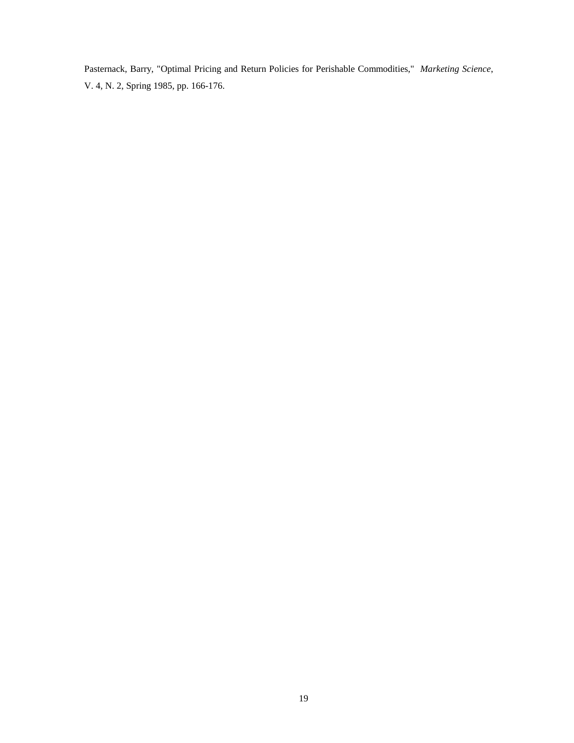Pasternack, Barry, "Optimal Pricing and Return Policies for Perishable Commodities," *Marketing Science*, V. 4, N. 2, Spring 1985, pp. 166-176.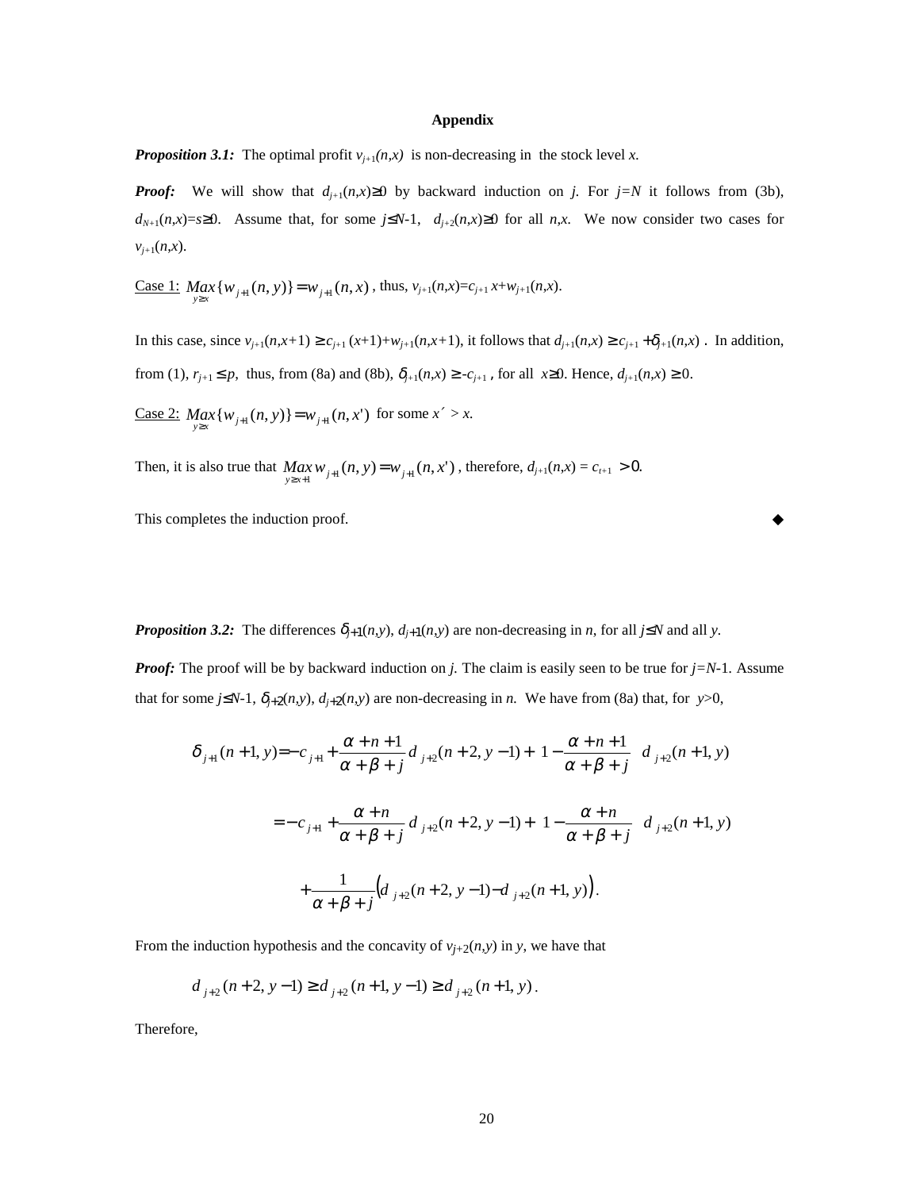**Appendix**

***Proposition 3.1:*** The optimal profit $v_{j+1}(n,x)$ is non-decreasing in the stock level $x$.

***Proof:*** We will show that $d_{j+1}(n,x)\geq 0$ by backward induction on $j$. For $j=N$ it follows from (3b), $d_{N+1}(n,x)=s\geq 0$. Assume that, for some $j\leq N$-1, $d_{j+2}(n,x)\geq 0$ for all $n,x$. We now consider two cases for $v_{j+1}(n,x)$.

Case 1: $\underset{y\geq x}{Max}\{w_{j+1}(n,y)\}=w_{j+1}(n,x)$ , thus, $v_{j+1}(n,x)=c_{j+1}\,x+w_{j+1}(n,x)$.

In this case, since $v_{j+1}(n,x+1) \geq c_{j+1}\,(x+1)+w_{j+1}(n,x+1)$, it follows that $d_{j+1}(n,x) \geq c_{j+1} + \delta_{j+1}(n,x)$ . In addition, from (1), $r_{j+1} \leq p$, thus, from (8a) and (8b), $\delta_{j+1}(n,x) \geq -c_{j+1}$ , for all $x\geq 0$. Hence, $d_{j+1}(n,x) \geq 0$.

Case 2: $\underset{y\geq x}{Max}\{w_{j+1}(n,y)\}=w_{j+1}(n,x')$ for some $x' > x$.

Then, it is also true that $\underset{y\geq x+1}{Max}\,w_{j+1}(n,y)=w_{j+1}(n,x')$ , therefore, $d_{j+1}(n,x) = c_{t+1} > 0$.

This completes the induction proof. ◆

***Proposition 3.2:*** The differences $\delta_{j+1}(n,y)$, $d_{j+1}(n,y)$ are non-decreasing in $n$, for all $j\leq N$ and all $y$.

***Proof:*** The proof will be by backward induction on $j$. The claim is easily seen to be true for $j=N$-1. Assume that for some $j\leq N$-1, $\delta_{j+2}(n,y)$, $d_{j+2}(n,y)$ are non-decreasing in $n$. We have from (8a) that, for $y>0$,

$$\delta_{j+1}(n+1,y) = -c_{j+1} + \frac{\alpha+n+1}{\alpha+\beta+j}\,d_{j+2}(n+2,y-1) + \left(1-\frac{\alpha+n+1}{\alpha+\beta+j}\right)d_{j+2}(n+1,y)$$

$$= -c_{j+1} + \frac{\alpha+n}{\alpha+\beta+j}\,d_{j+2}(n+2,y-1) + \left(1-\frac{\alpha+n}{\alpha+\beta+j}\right)d_{j+2}(n+1,y)$$

$$+\frac{1}{\alpha+\beta+j}\Big(d_{j+2}(n+2,y-1)-d_{j+2}(n+1,y)\Big).$$

From the induction hypothesis and the concavity of $v_{j+2}(n,y)$ in $y$, we have that

$$d_{j+2}(n+2,y-1) \geq d_{j+2}(n+1,y-1) \geq d_{j+2}(n+1,y).$$

Therefore,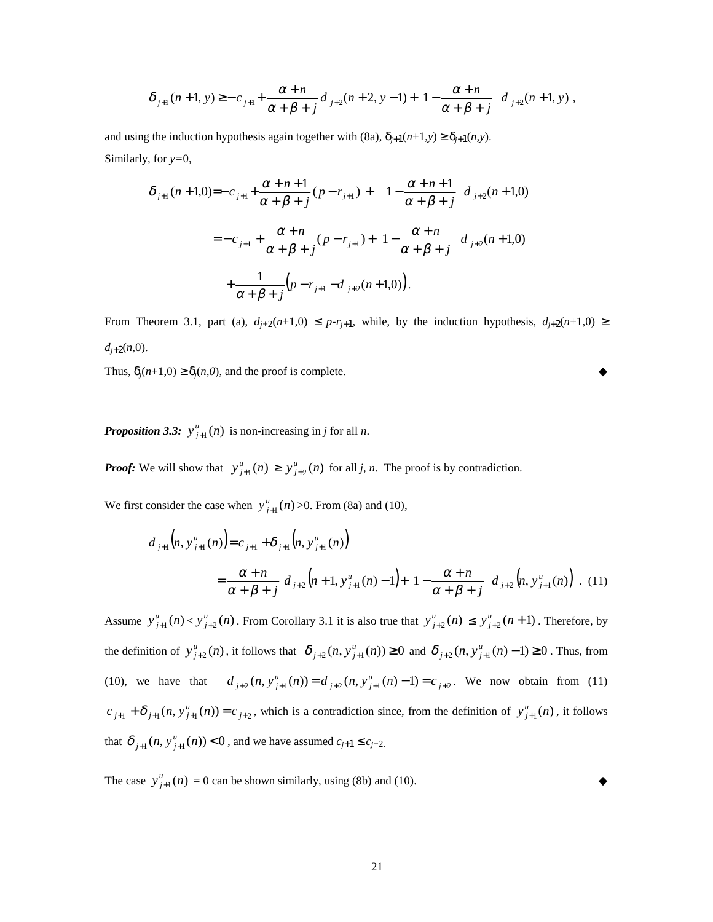$$\delta_{j+1}(n+1, y) \geq -c_{j+1} + \frac{\alpha+n}{\alpha+\beta+j} d_{j+2}(n+2, y-1) + \left(1 - \frac{\alpha+n}{\alpha+\beta+j}\right) d_{j+2}(n+1, y) \ ,$$

and using the induction hypothesis again together with (8a), $\delta_{j+1}(n+1,y) \geq \delta_{j+1}(n,y)$.

Similarly, for $y=0$,

$$\delta_{j+1}(n+1,0) = -c_{j+1} + \frac{\alpha+n+1}{\alpha+\beta+j}(p - r_{j+1}) + \left(1 - \frac{\alpha+n+1}{\alpha+\beta+j}\right) d_{j+2}(n+1,0)$$

$$= -c_{j+1} + \frac{\alpha+n}{\alpha+\beta+j}(p - r_{j+1}) + \left(1 - \frac{\alpha+n}{\alpha+\beta+j}\right) d_{j+2}(n+1,0)$$

$$+ \frac{1}{\alpha+\beta+j}\left(p - r_{j+1} - d_{j+2}(n+1,0)\right).$$

From Theorem 3.1, part (a), $d_{j+2}(n+1,0) \leq p - r_{j+1}$, while, by the induction hypothesis, $d_{j+2}(n+1,0) \geq d_{j+2}(n,0)$.

Thus, $\delta_j(n+1,0) \geq \delta_j(n,0)$, and the proof is complete. ◆

***Proposition 3.3:*** $y^u_{j+1}(n)$ is non-increasing in $j$ for all $n$.

***Proof:*** We will show that $y^u_{j+1}(n) \geq y^u_{j+2}(n)$ for all $j$, $n$. The proof is by contradiction.

We first consider the case when $y^u_{j+1}(n) > 0$. From (8a) and (10),

$$d_{j+1}\left(n, y^u_{j+1}(n)\right) = c_{j+1} + \delta_{j+1}\left(n, y^u_{j+1}(n)\right)$$

$$= \frac{\alpha+n}{\alpha+\beta+j} d_{j+2}\left(n+1, y^u_{j+1}(n) - 1\right) + \left(1 - \frac{\alpha+n}{\alpha+\beta+j}\right) d_{j+2}\left(n, y^u_{j+1}(n)\right) \ . \quad (11)$$

Assume $y^u_{j+1}(n) < y^u_{j+2}(n)$. From Corollary 3.1 it is also true that $y^u_{j+2}(n) \leq y^u_{j+2}(n+1)$. Therefore, by the definition of $y^u_{j+2}(n)$, it follows that $\delta_{j+2}(n, y^u_{j+1}(n)) \geq 0$ and $\delta_{j+2}(n, y^u_{j+1}(n) - 1) \geq 0$. Thus, from (10), we have that $d_{j+2}(n, y^u_{j+1}(n)) = d_{j+2}(n, y^u_{j+1}(n) - 1) = c_{j+2}$. We now obtain from (11) $c_{j+1} + \delta_{j+1}(n, y^u_{j+1}(n)) = c_{j+2}$, which is a contradiction since, from the definition of $y^u_{j+1}(n)$, it follows that $\delta_{j+1}(n, y^u_{j+1}(n)) < 0$, and we have assumed $c_{j+1} \leq c_{j+2}$.

The case $y^u_{j+1}(n) = 0$ can be shown similarly, using (8b) and (10). ◆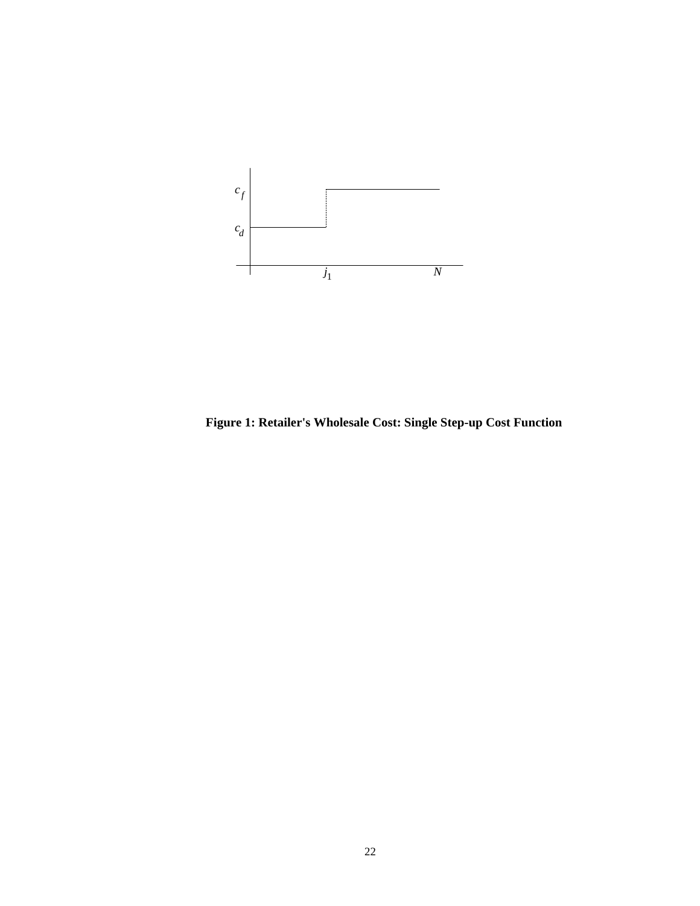$c_f$

$c_d$

$j_1$ $N$

**Figure 1: Retailer's Wholesale Cost: Single Step-up Cost Function**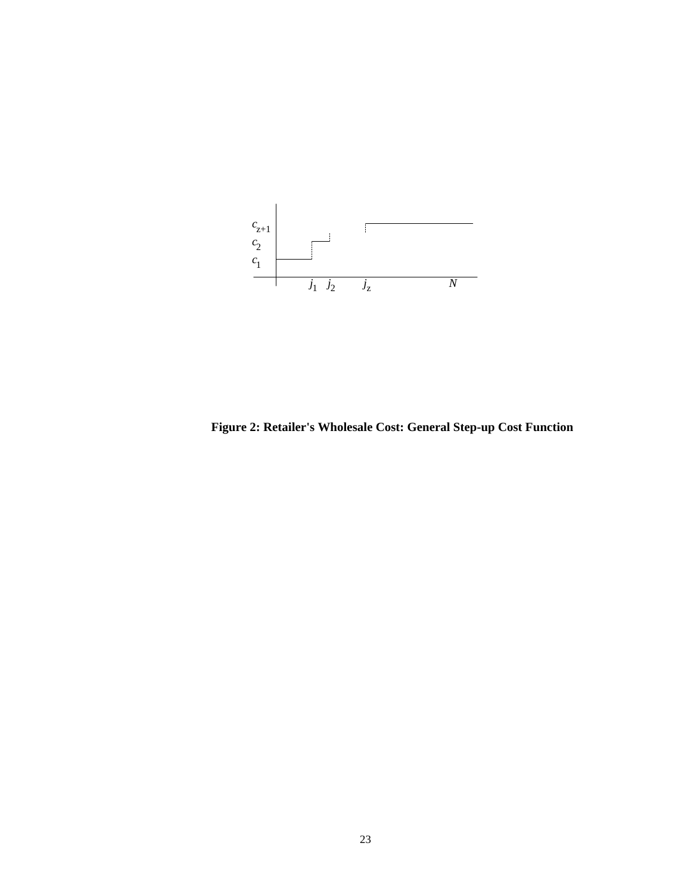$c_{z+1}$

$c_2$

$c_1$

$j_1$ $j_2$ $j_z$ $N$

**Figure 2: Retailer's Wholesale Cost: General Step-up Cost Function**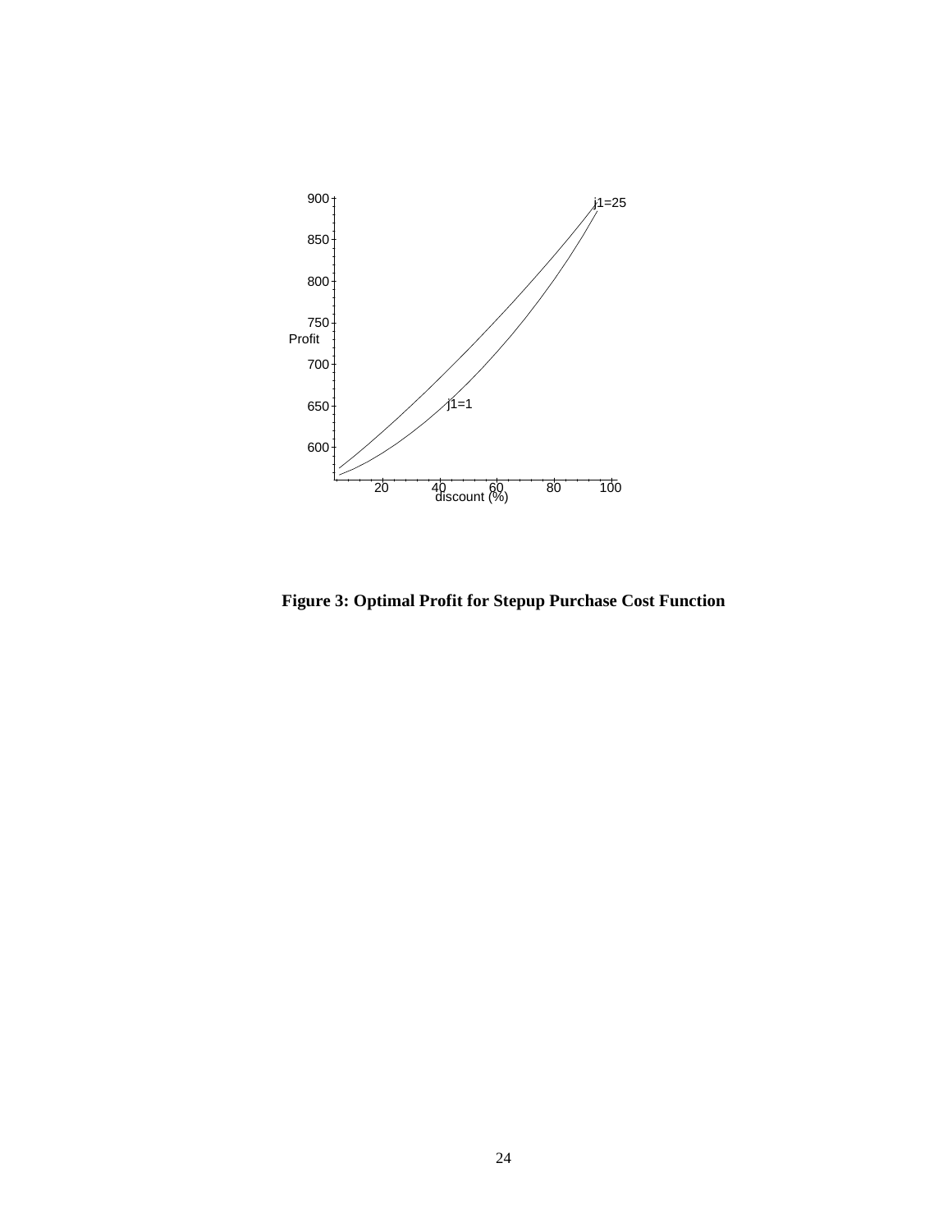**Figure 3: Optimal Profit for Stepup Purchase Cost Function**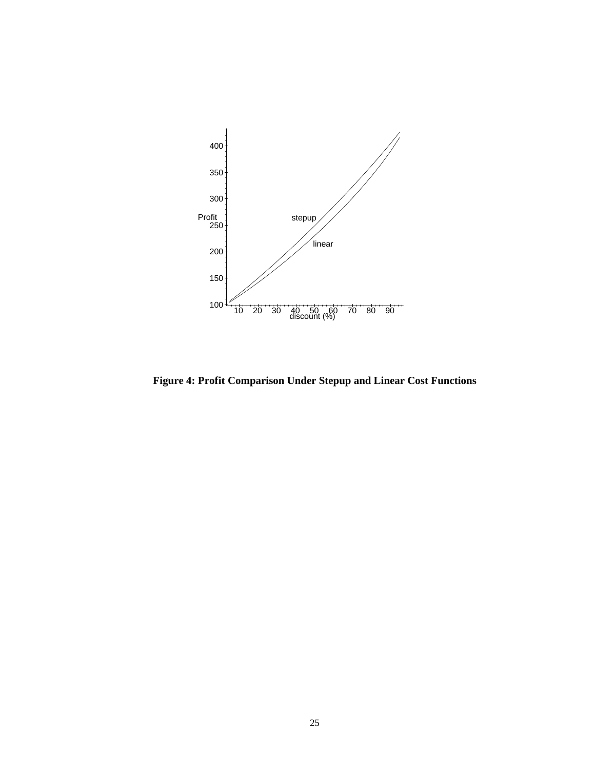**Figure 4: Profit Comparison Under Stepup and Linear Cost Functions**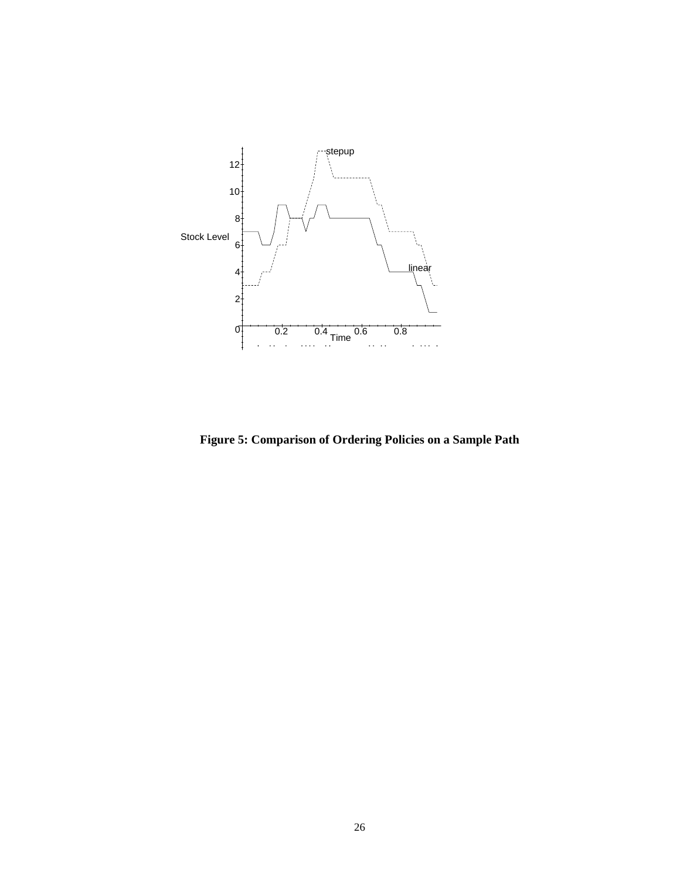**Figure 5: Comparison of Ordering Policies on a Sample Path**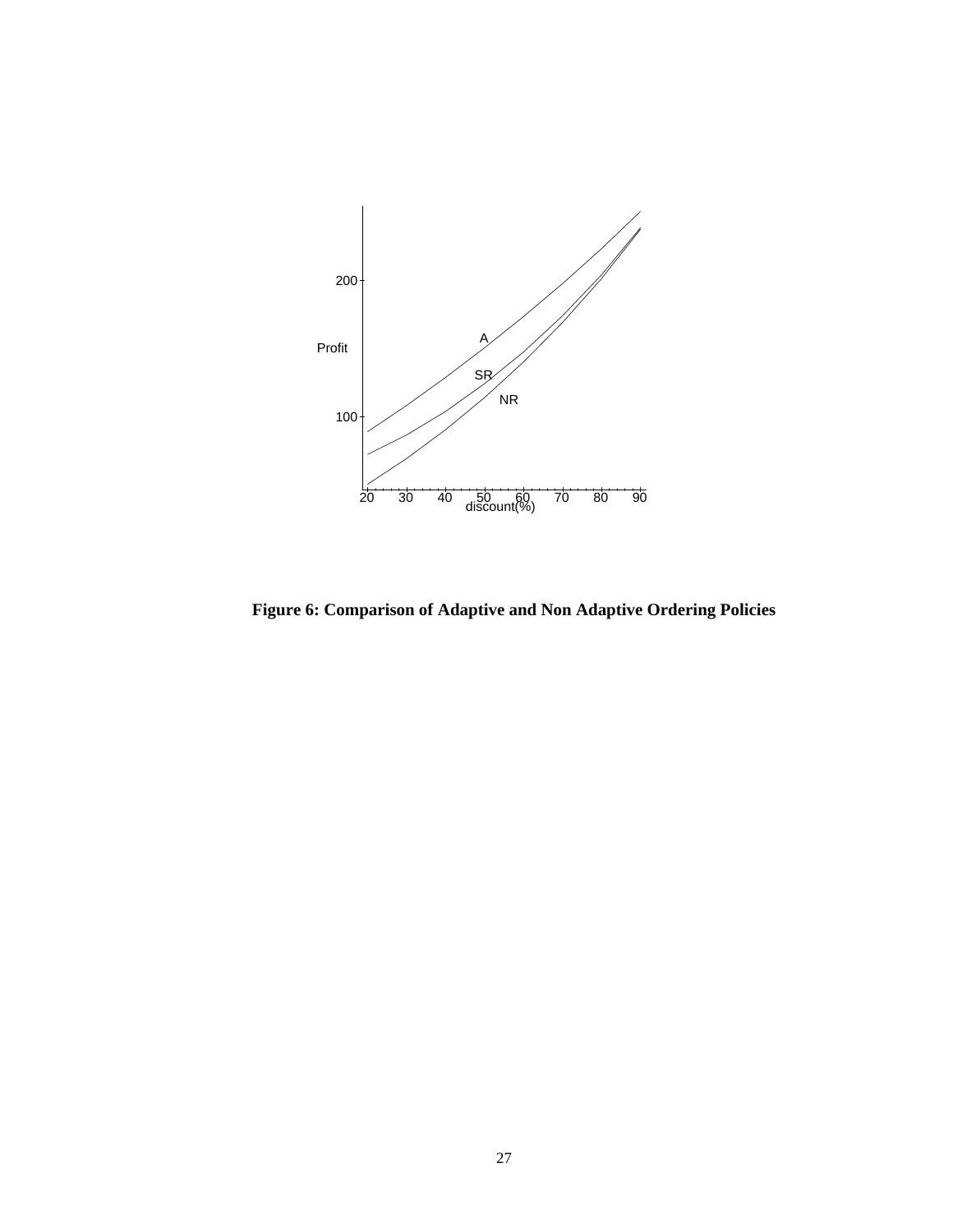200

100

Profit

A

SR

NR

20 30 40 50 60 70 80 90

discount(%)

**Figure 6: Comparison of Adaptive and Non Adaptive Ordering Policies**